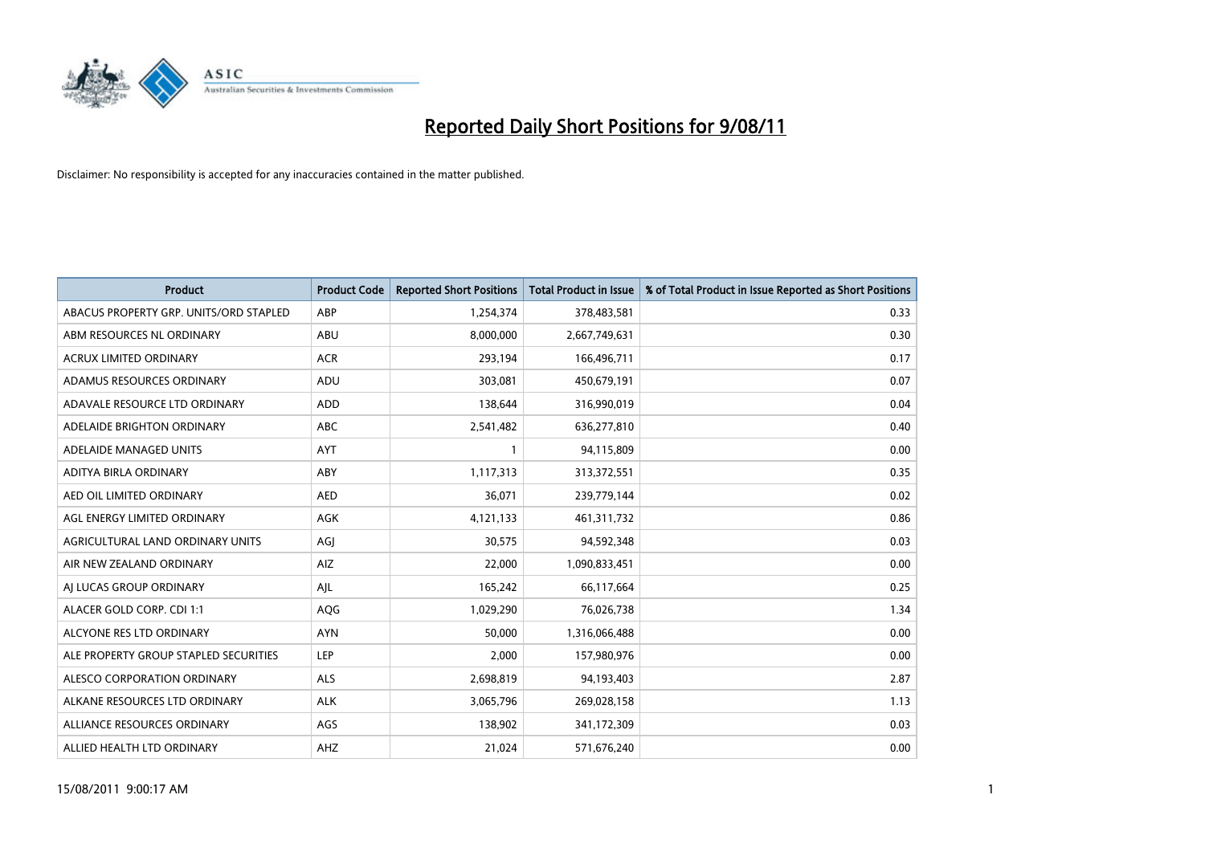# Reported Daily Short Positions for 9/08/11

Disclaimer: No responsibility is accepted for any inaccuracies contained in the matter published.

| Product | Product Code | Reported Short Positions | Total Product in Issue | % of Total Product in Issue Reported as Short Positions |
|---|---|---|---|---|
| ABACUS PROPERTY GRP. UNITS/ORD STAPLED | ABP | 1,254,374 | 378,483,581 | 0.33 |
| ABM RESOURCES NL ORDINARY | ABU | 8,000,000 | 2,667,749,631 | 0.30 |
| ACRUX LIMITED ORDINARY | ACR | 293,194 | 166,496,711 | 0.17 |
| ADAMUS RESOURCES ORDINARY | ADU | 303,081 | 450,679,191 | 0.07 |
| ADAVALE RESOURCE LTD ORDINARY | ADD | 138,644 | 316,990,019 | 0.04 |
| ADELAIDE BRIGHTON ORDINARY | ABC | 2,541,482 | 636,277,810 | 0.40 |
| ADELAIDE MANAGED UNITS | AYT | 1 | 94,115,809 | 0.00 |
| ADITYA BIRLA ORDINARY | ABY | 1,117,313 | 313,372,551 | 0.35 |
| AED OIL LIMITED ORDINARY | AED | 36,071 | 239,779,144 | 0.02 |
| AGL ENERGY LIMITED ORDINARY | AGK | 4,121,133 | 461,311,732 | 0.86 |
| AGRICULTURAL LAND ORDINARY UNITS | AGJ | 30,575 | 94,592,348 | 0.03 |
| AIR NEW ZEALAND ORDINARY | AIZ | 22,000 | 1,090,833,451 | 0.00 |
| AJ LUCAS GROUP ORDINARY | AJL | 165,242 | 66,117,664 | 0.25 |
| ALACER GOLD CORP. CDI 1:1 | AQG | 1,029,290 | 76,026,738 | 1.34 |
| ALCYONE RES LTD ORDINARY | AYN | 50,000 | 1,316,066,488 | 0.00 |
| ALE PROPERTY GROUP STAPLED SECURITIES | LEP | 2,000 | 157,980,976 | 0.00 |
| ALESCO CORPORATION ORDINARY | ALS | 2,698,819 | 94,193,403 | 2.87 |
| ALKANE RESOURCES LTD ORDINARY | ALK | 3,065,796 | 269,028,158 | 1.13 |
| ALLIANCE RESOURCES ORDINARY | AGS | 138,902 | 341,172,309 | 0.03 |
| ALLIED HEALTH LTD ORDINARY | AHZ | 21,024 | 571,676,240 | 0.00 |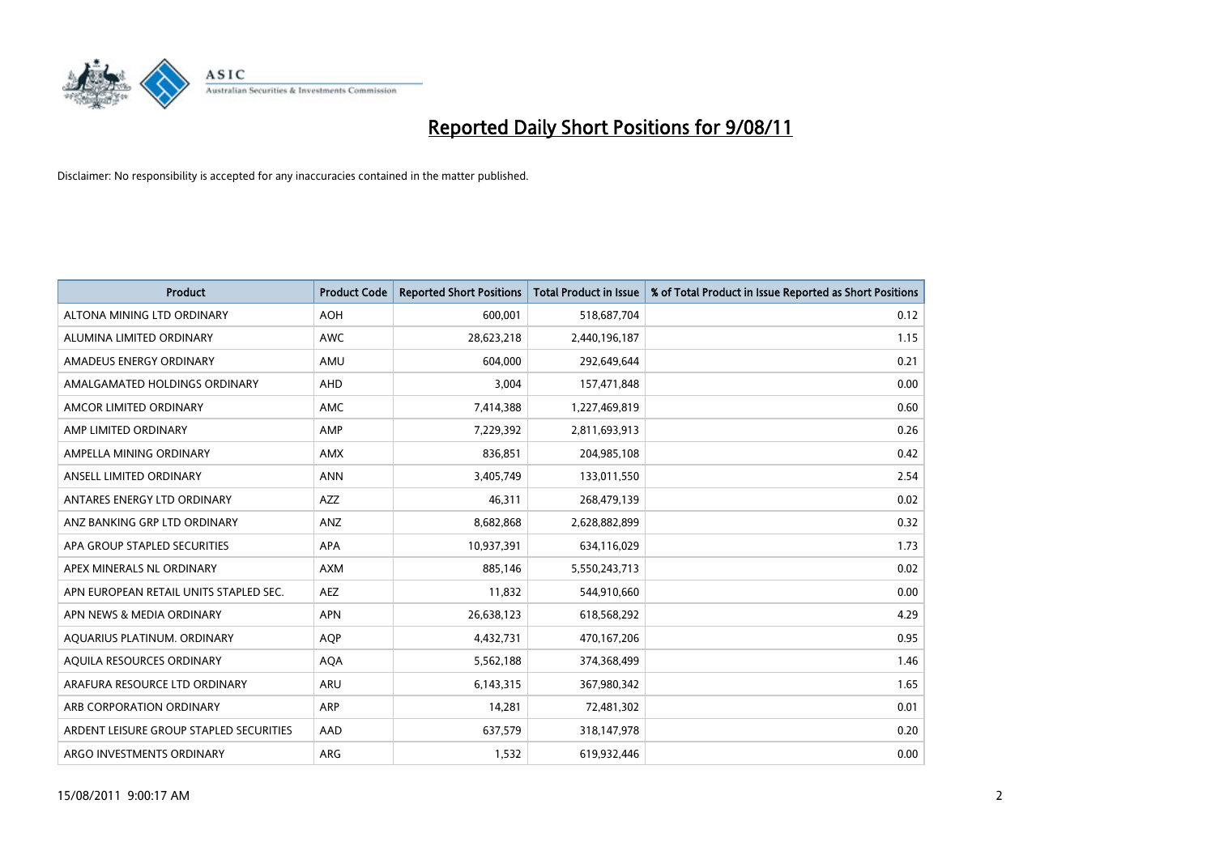# Reported Daily Short Positions for 9/08/11

Disclaimer: No responsibility is accepted for any inaccuracies contained in the matter published.

| Product | Product Code | Reported Short Positions | Total Product in Issue | % of Total Product in Issue Reported as Short Positions |
|---|---|---|---|---|
| ALTONA MINING LTD ORDINARY | AOH | 600,001 | 518,687,704 | 0.12 |
| ALUMINA LIMITED ORDINARY | AWC | 28,623,218 | 2,440,196,187 | 1.15 |
| AMADEUS ENERGY ORDINARY | AMU | 604,000 | 292,649,644 | 0.21 |
| AMALGAMATED HOLDINGS ORDINARY | AHD | 3,004 | 157,471,848 | 0.00 |
| AMCOR LIMITED ORDINARY | AMC | 7,414,388 | 1,227,469,819 | 0.60 |
| AMP LIMITED ORDINARY | AMP | 7,229,392 | 2,811,693,913 | 0.26 |
| AMPELLA MINING ORDINARY | AMX | 836,851 | 204,985,108 | 0.42 |
| ANSELL LIMITED ORDINARY | ANN | 3,405,749 | 133,011,550 | 2.54 |
| ANTARES ENERGY LTD ORDINARY | AZZ | 46,311 | 268,479,139 | 0.02 |
| ANZ BANKING GRP LTD ORDINARY | ANZ | 8,682,868 | 2,628,882,899 | 0.32 |
| APA GROUP STAPLED SECURITIES | APA | 10,937,391 | 634,116,029 | 1.73 |
| APEX MINERALS NL ORDINARY | AXM | 885,146 | 5,550,243,713 | 0.02 |
| APN EUROPEAN RETAIL UNITS STAPLED SEC. | AEZ | 11,832 | 544,910,660 | 0.00 |
| APN NEWS & MEDIA ORDINARY | APN | 26,638,123 | 618,568,292 | 4.29 |
| AQUARIUS PLATINUM. ORDINARY | AQP | 4,432,731 | 470,167,206 | 0.95 |
| AQUILA RESOURCES ORDINARY | AQA | 5,562,188 | 374,368,499 | 1.46 |
| ARAFURA RESOURCE LTD ORDINARY | ARU | 6,143,315 | 367,980,342 | 1.65 |
| ARB CORPORATION ORDINARY | ARP | 14,281 | 72,481,302 | 0.01 |
| ARDENT LEISURE GROUP STAPLED SECURITIES | AAD | 637,579 | 318,147,978 | 0.20 |
| ARGO INVESTMENTS ORDINARY | ARG | 1,532 | 619,932,446 | 0.00 |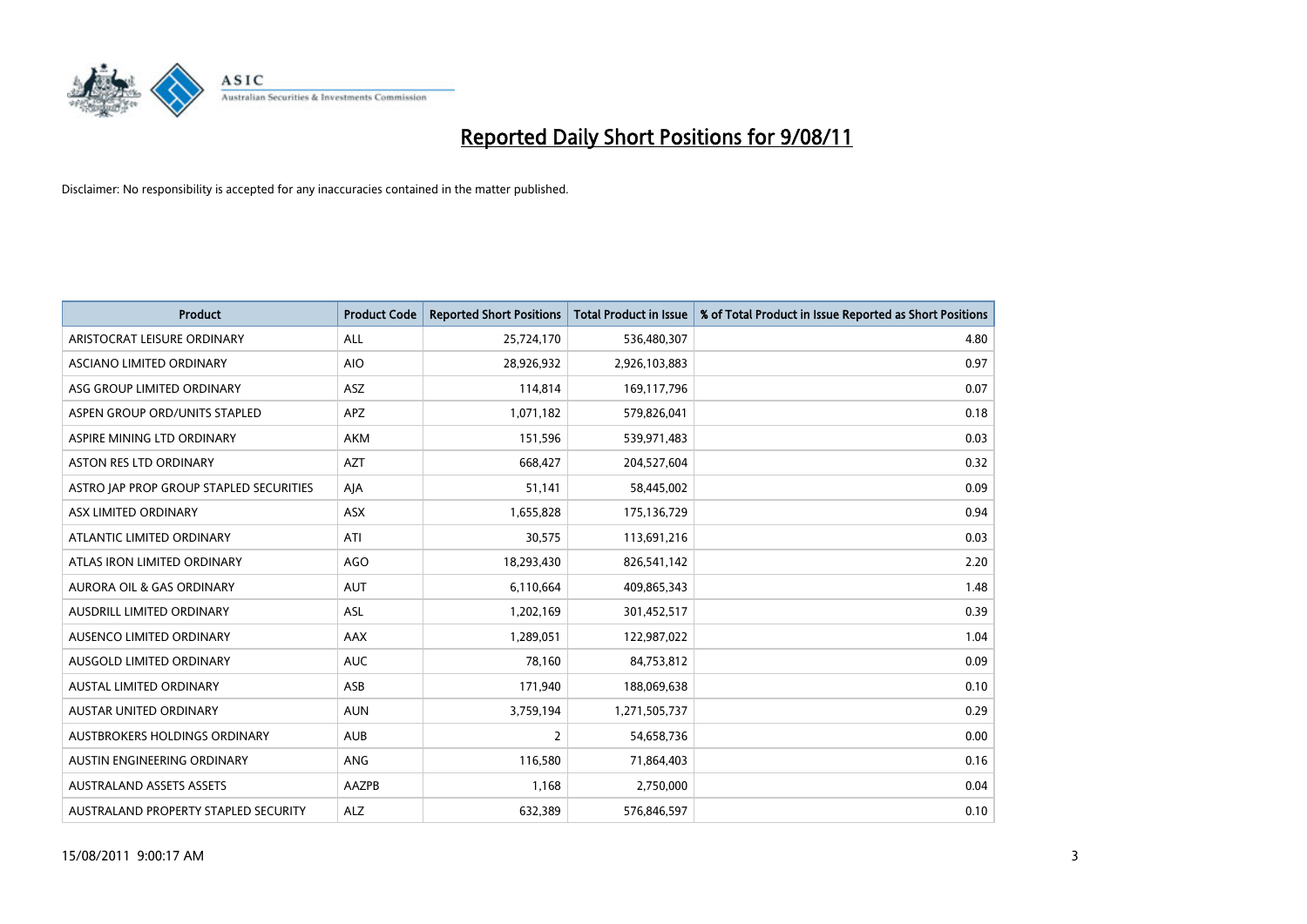# Reported Daily Short Positions for 9/08/11

Disclaimer: No responsibility is accepted for any inaccuracies contained in the matter published.

| Product | Product Code | Reported Short Positions | Total Product in Issue | % of Total Product in Issue Reported as Short Positions |
|---|---|---|---|---|
| ARISTOCRAT LEISURE ORDINARY | ALL | 25,724,170 | 536,480,307 | 4.80 |
| ASCIANO LIMITED ORDINARY | AIO | 28,926,932 | 2,926,103,883 | 0.97 |
| ASG GROUP LIMITED ORDINARY | ASZ | 114,814 | 169,117,796 | 0.07 |
| ASPEN GROUP ORD/UNITS STAPLED | APZ | 1,071,182 | 579,826,041 | 0.18 |
| ASPIRE MINING LTD ORDINARY | AKM | 151,596 | 539,971,483 | 0.03 |
| ASTON RES LTD ORDINARY | AZT | 668,427 | 204,527,604 | 0.32 |
| ASTRO JAP PROP GROUP STAPLED SECURITIES | AJA | 51,141 | 58,445,002 | 0.09 |
| ASX LIMITED ORDINARY | ASX | 1,655,828 | 175,136,729 | 0.94 |
| ATLANTIC LIMITED ORDINARY | ATI | 30,575 | 113,691,216 | 0.03 |
| ATLAS IRON LIMITED ORDINARY | AGO | 18,293,430 | 826,541,142 | 2.20 |
| AURORA OIL & GAS ORDINARY | AUT | 6,110,664 | 409,865,343 | 1.48 |
| AUSDRILL LIMITED ORDINARY | ASL | 1,202,169 | 301,452,517 | 0.39 |
| AUSENCO LIMITED ORDINARY | AAX | 1,289,051 | 122,987,022 | 1.04 |
| AUSGOLD LIMITED ORDINARY | AUC | 78,160 | 84,753,812 | 0.09 |
| AUSTAL LIMITED ORDINARY | ASB | 171,940 | 188,069,638 | 0.10 |
| AUSTAR UNITED ORDINARY | AUN | 3,759,194 | 1,271,505,737 | 0.29 |
| AUSTBROKERS HOLDINGS ORDINARY | AUB | 2 | 54,658,736 | 0.00 |
| AUSTIN ENGINEERING ORDINARY | ANG | 116,580 | 71,864,403 | 0.16 |
| AUSTRALAND ASSETS ASSETS | AAZPB | 1,168 | 2,750,000 | 0.04 |
| AUSTRALAND PROPERTY STAPLED SECURITY | ALZ | 632,389 | 576,846,597 | 0.10 |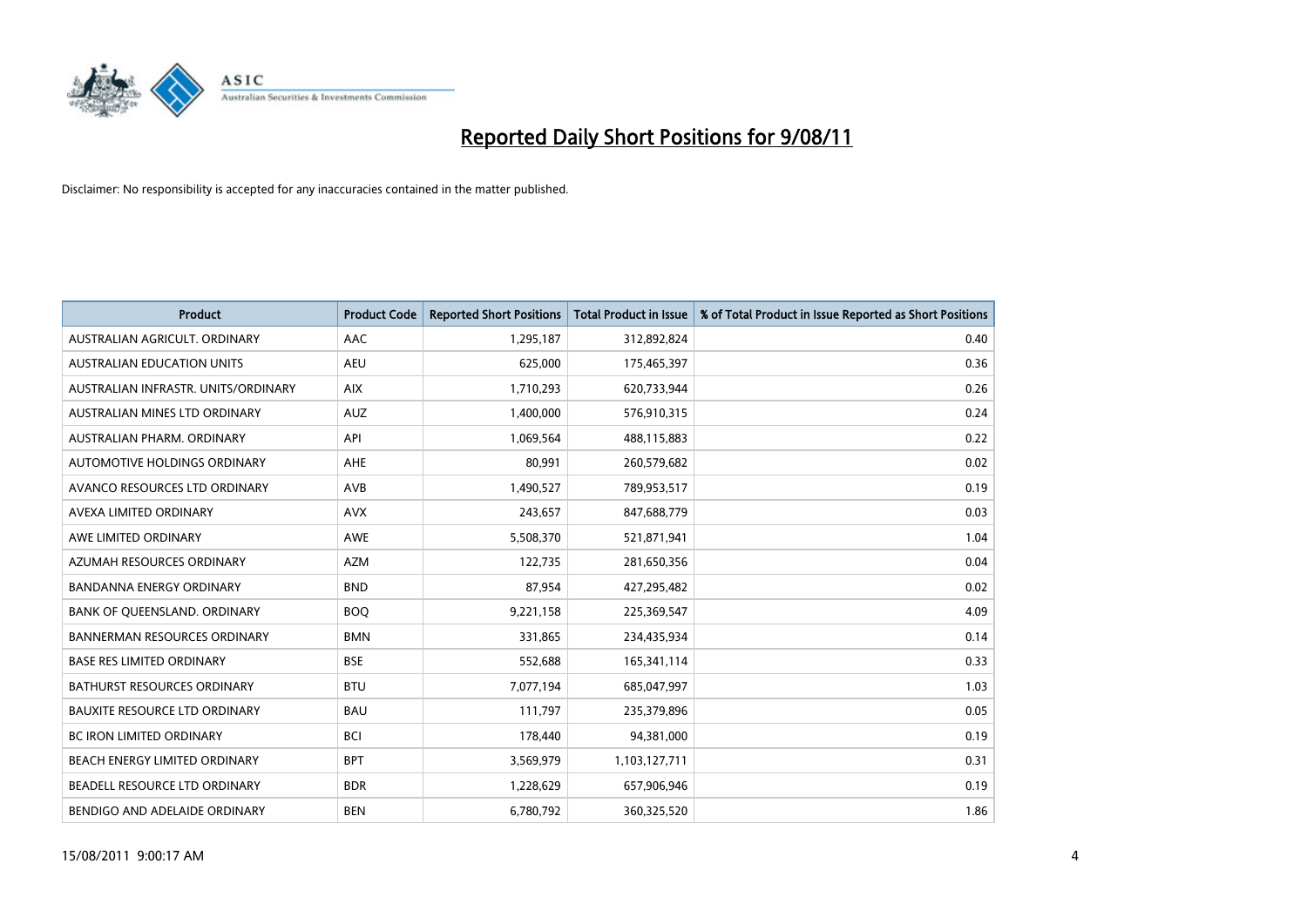# Reported Daily Short Positions for 9/08/11

Disclaimer: No responsibility is accepted for any inaccuracies contained in the matter published.

| Product | Product Code | Reported Short Positions | Total Product in Issue | % of Total Product in Issue Reported as Short Positions |
|---|---|---|---|---|
| AUSTRALIAN AGRICULT. ORDINARY | AAC | 1,295,187 | 312,892,824 | 0.40 |
| AUSTRALIAN EDUCATION UNITS | AEU | 625,000 | 175,465,397 | 0.36 |
| AUSTRALIAN INFRASTR. UNITS/ORDINARY | AIX | 1,710,293 | 620,733,944 | 0.26 |
| AUSTRALIAN MINES LTD ORDINARY | AUZ | 1,400,000 | 576,910,315 | 0.24 |
| AUSTRALIAN PHARM. ORDINARY | API | 1,069,564 | 488,115,883 | 0.22 |
| AUTOMOTIVE HOLDINGS ORDINARY | AHE | 80,991 | 260,579,682 | 0.02 |
| AVANCO RESOURCES LTD ORDINARY | AVB | 1,490,527 | 789,953,517 | 0.19 |
| AVEXA LIMITED ORDINARY | AVX | 243,657 | 847,688,779 | 0.03 |
| AWE LIMITED ORDINARY | AWE | 5,508,370 | 521,871,941 | 1.04 |
| AZUMAH RESOURCES ORDINARY | AZM | 122,735 | 281,650,356 | 0.04 |
| BANDANNA ENERGY ORDINARY | BND | 87,954 | 427,295,482 | 0.02 |
| BANK OF QUEENSLAND. ORDINARY | BOQ | 9,221,158 | 225,369,547 | 4.09 |
| BANNERMAN RESOURCES ORDINARY | BMN | 331,865 | 234,435,934 | 0.14 |
| BASE RES LIMITED ORDINARY | BSE | 552,688 | 165,341,114 | 0.33 |
| BATHURST RESOURCES ORDINARY | BTU | 7,077,194 | 685,047,997 | 1.03 |
| BAUXITE RESOURCE LTD ORDINARY | BAU | 111,797 | 235,379,896 | 0.05 |
| BC IRON LIMITED ORDINARY | BCI | 178,440 | 94,381,000 | 0.19 |
| BEACH ENERGY LIMITED ORDINARY | BPT | 3,569,979 | 1,103,127,711 | 0.31 |
| BEADELL RESOURCE LTD ORDINARY | BDR | 1,228,629 | 657,906,946 | 0.19 |
| BENDIGO AND ADELAIDE ORDINARY | BEN | 6,780,792 | 360,325,520 | 1.86 |

15/08/2011 9:00:17 AM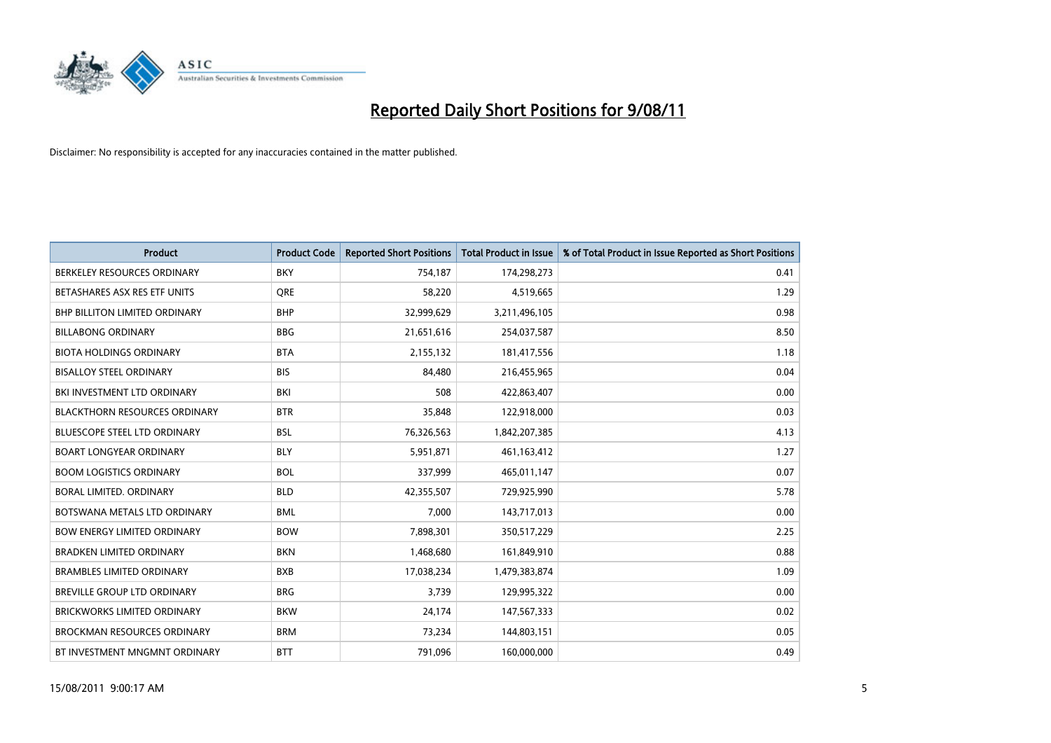# Reported Daily Short Positions for 9/08/11

Disclaimer: No responsibility is accepted for any inaccuracies contained in the matter published.

| Product | Product Code | Reported Short Positions | Total Product in Issue | % of Total Product in Issue Reported as Short Positions |
|---|---|---|---|---|
| BERKELEY RESOURCES ORDINARY | BKY | 754,187 | 174,298,273 | 0.41 |
| BETASHARES ASX RES ETF UNITS | QRE | 58,220 | 4,519,665 | 1.29 |
| BHP BILLITON LIMITED ORDINARY | BHP | 32,999,629 | 3,211,496,105 | 0.98 |
| BILLABONG ORDINARY | BBG | 21,651,616 | 254,037,587 | 8.50 |
| BIOTA HOLDINGS ORDINARY | BTA | 2,155,132 | 181,417,556 | 1.18 |
| BISALLOY STEEL ORDINARY | BIS | 84,480 | 216,455,965 | 0.04 |
| BKI INVESTMENT LTD ORDINARY | BKI | 508 | 422,863,407 | 0.00 |
| BLACKTHORN RESOURCES ORDINARY | BTR | 35,848 | 122,918,000 | 0.03 |
| BLUESCOPE STEEL LTD ORDINARY | BSL | 76,326,563 | 1,842,207,385 | 4.13 |
| BOART LONGYEAR ORDINARY | BLY | 5,951,871 | 461,163,412 | 1.27 |
| BOOM LOGISTICS ORDINARY | BOL | 337,999 | 465,011,147 | 0.07 |
| BORAL LIMITED. ORDINARY | BLD | 42,355,507 | 729,925,990 | 5.78 |
| BOTSWANA METALS LTD ORDINARY | BML | 7,000 | 143,717,013 | 0.00 |
| BOW ENERGY LIMITED ORDINARY | BOW | 7,898,301 | 350,517,229 | 2.25 |
| BRADKEN LIMITED ORDINARY | BKN | 1,468,680 | 161,849,910 | 0.88 |
| BRAMBLES LIMITED ORDINARY | BXB | 17,038,234 | 1,479,383,874 | 1.09 |
| BREVILLE GROUP LTD ORDINARY | BRG | 3,739 | 129,995,322 | 0.00 |
| BRICKWORKS LIMITED ORDINARY | BKW | 24,174 | 147,567,333 | 0.02 |
| BROCKMAN RESOURCES ORDINARY | BRM | 73,234 | 144,803,151 | 0.05 |
| BT INVESTMENT MNGMNT ORDINARY | BTT | 791,096 | 160,000,000 | 0.49 |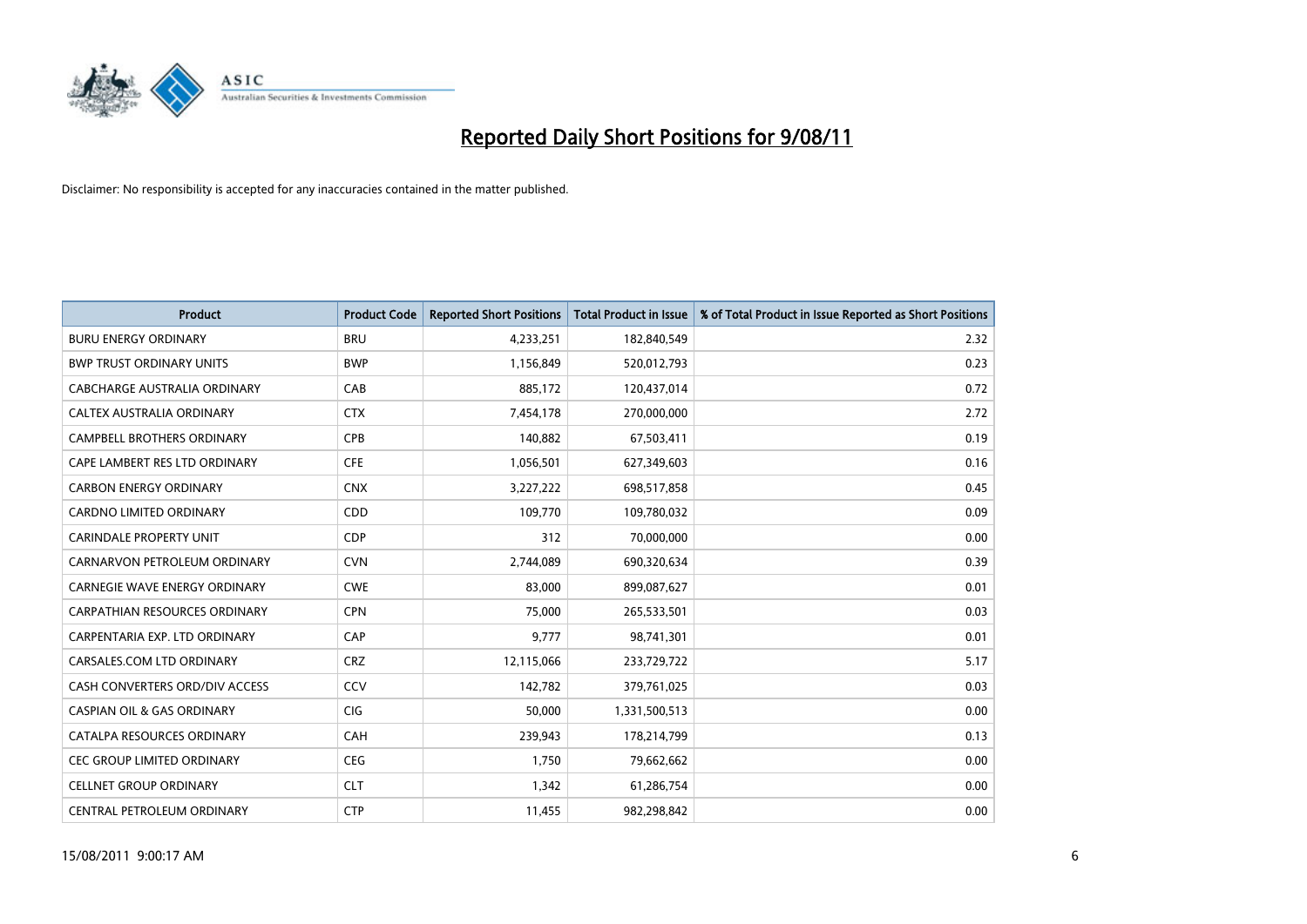# Reported Daily Short Positions for 9/08/11

Disclaimer: No responsibility is accepted for any inaccuracies contained in the matter published.

| Product | Product Code | Reported Short Positions | Total Product in Issue | % of Total Product in Issue Reported as Short Positions |
|---|---|---|---|---|
| BURU ENERGY ORDINARY | BRU | 4,233,251 | 182,840,549 | 2.32 |
| BWP TRUST ORDINARY UNITS | BWP | 1,156,849 | 520,012,793 | 0.23 |
| CABCHARGE AUSTRALIA ORDINARY | CAB | 885,172 | 120,437,014 | 0.72 |
| CALTEX AUSTRALIA ORDINARY | CTX | 7,454,178 | 270,000,000 | 2.72 |
| CAMPBELL BROTHERS ORDINARY | CPB | 140,882 | 67,503,411 | 0.19 |
| CAPE LAMBERT RES LTD ORDINARY | CFE | 1,056,501 | 627,349,603 | 0.16 |
| CARBON ENERGY ORDINARY | CNX | 3,227,222 | 698,517,858 | 0.45 |
| CARDNO LIMITED ORDINARY | CDD | 109,770 | 109,780,032 | 0.09 |
| CARINDALE PROPERTY UNIT | CDP | 312 | 70,000,000 | 0.00 |
| CARNARVON PETROLEUM ORDINARY | CVN | 2,744,089 | 690,320,634 | 0.39 |
| CARNEGIE WAVE ENERGY ORDINARY | CWE | 83,000 | 899,087,627 | 0.01 |
| CARPATHIAN RESOURCES ORDINARY | CPN | 75,000 | 265,533,501 | 0.03 |
| CARPENTARIA EXP. LTD ORDINARY | CAP | 9,777 | 98,741,301 | 0.01 |
| CARSALES.COM LTD ORDINARY | CRZ | 12,115,066 | 233,729,722 | 5.17 |
| CASH CONVERTERS ORD/DIV ACCESS | CCV | 142,782 | 379,761,025 | 0.03 |
| CASPIAN OIL & GAS ORDINARY | CIG | 50,000 | 1,331,500,513 | 0.00 |
| CATALPA RESOURCES ORDINARY | CAH | 239,943 | 178,214,799 | 0.13 |
| CEC GROUP LIMITED ORDINARY | CEG | 1,750 | 79,662,662 | 0.00 |
| CELLNET GROUP ORDINARY | CLT | 1,342 | 61,286,754 | 0.00 |
| CENTRAL PETROLEUM ORDINARY | CTP | 11,455 | 982,298,842 | 0.00 |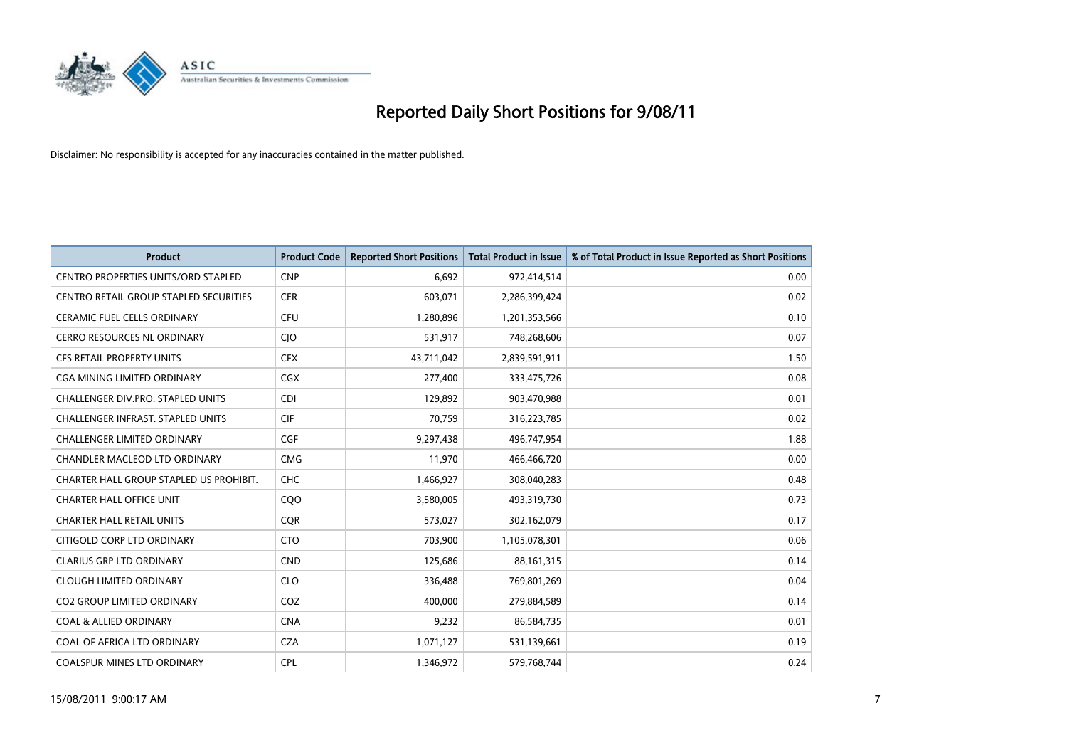# Reported Daily Short Positions for 9/08/11

Disclaimer: No responsibility is accepted for any inaccuracies contained in the matter published.

| Product | Product Code | Reported Short Positions | Total Product in Issue | % of Total Product in Issue Reported as Short Positions |
|---|---|---|---|---|
| CENTRO PROPERTIES UNITS/ORD STAPLED | CNP | 6,692 | 972,414,514 | 0.00 |
| CENTRO RETAIL GROUP STAPLED SECURITIES | CER | 603,071 | 2,286,399,424 | 0.02 |
| CERAMIC FUEL CELLS ORDINARY | CFU | 1,280,896 | 1,201,353,566 | 0.10 |
| CERRO RESOURCES NL ORDINARY | CJO | 531,917 | 748,268,606 | 0.07 |
| CFS RETAIL PROPERTY UNITS | CFX | 43,711,042 | 2,839,591,911 | 1.50 |
| CGA MINING LIMITED ORDINARY | CGX | 277,400 | 333,475,726 | 0.08 |
| CHALLENGER DIV.PRO. STAPLED UNITS | CDI | 129,892 | 903,470,988 | 0.01 |
| CHALLENGER INFRAST. STAPLED UNITS | CIF | 70,759 | 316,223,785 | 0.02 |
| CHALLENGER LIMITED ORDINARY | CGF | 9,297,438 | 496,747,954 | 1.88 |
| CHANDLER MACLEOD LTD ORDINARY | CMG | 11,970 | 466,466,720 | 0.00 |
| CHARTER HALL GROUP STAPLED US PROHIBIT. | CHC | 1,466,927 | 308,040,283 | 0.48 |
| CHARTER HALL OFFICE UNIT | CQO | 3,580,005 | 493,319,730 | 0.73 |
| CHARTER HALL RETAIL UNITS | CQR | 573,027 | 302,162,079 | 0.17 |
| CITIGOLD CORP LTD ORDINARY | CTO | 703,900 | 1,105,078,301 | 0.06 |
| CLARIUS GRP LTD ORDINARY | CND | 125,686 | 88,161,315 | 0.14 |
| CLOUGH LIMITED ORDINARY | CLO | 336,488 | 769,801,269 | 0.04 |
| CO2 GROUP LIMITED ORDINARY | COZ | 400,000 | 279,884,589 | 0.14 |
| COAL & ALLIED ORDINARY | CNA | 9,232 | 86,584,735 | 0.01 |
| COAL OF AFRICA LTD ORDINARY | CZA | 1,071,127 | 531,139,661 | 0.19 |
| COALSPUR MINES LTD ORDINARY | CPL | 1,346,972 | 579,768,744 | 0.24 |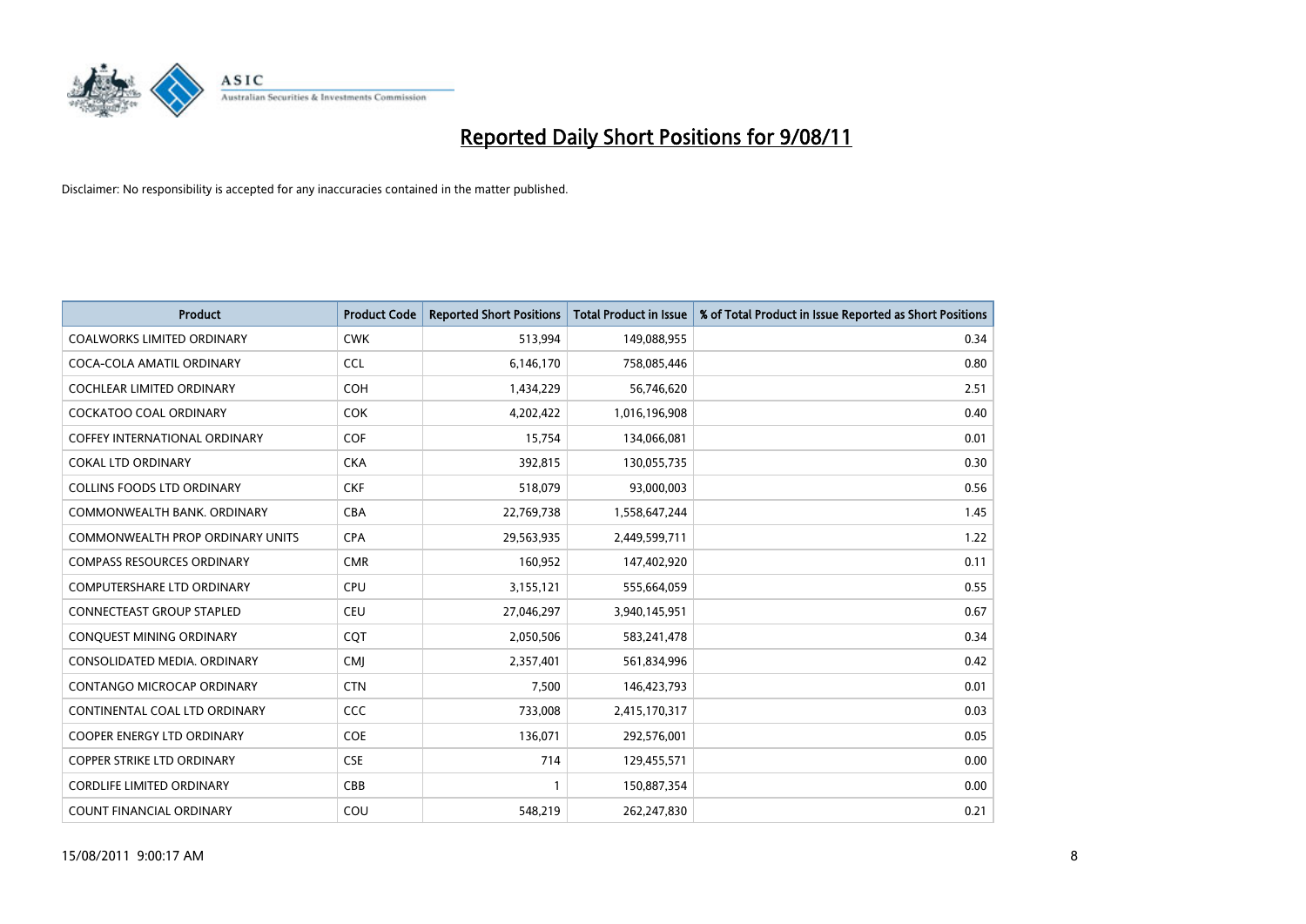# Reported Daily Short Positions for 9/08/11

Disclaimer: No responsibility is accepted for any inaccuracies contained in the matter published.

| Product | Product Code | Reported Short Positions | Total Product in Issue | % of Total Product in Issue Reported as Short Positions |
|---|---|---|---|---|
| COALWORKS LIMITED ORDINARY | CWK | 513,994 | 149,088,955 | 0.34 |
| COCA-COLA AMATIL ORDINARY | CCL | 6,146,170 | 758,085,446 | 0.80 |
| COCHLEAR LIMITED ORDINARY | COH | 1,434,229 | 56,746,620 | 2.51 |
| COCKATOO COAL ORDINARY | COK | 4,202,422 | 1,016,196,908 | 0.40 |
| COFFEY INTERNATIONAL ORDINARY | COF | 15,754 | 134,066,081 | 0.01 |
| COKAL LTD ORDINARY | CKA | 392,815 | 130,055,735 | 0.30 |
| COLLINS FOODS LTD ORDINARY | CKF | 518,079 | 93,000,003 | 0.56 |
| COMMONWEALTH BANK. ORDINARY | CBA | 22,769,738 | 1,558,647,244 | 1.45 |
| COMMONWEALTH PROP ORDINARY UNITS | CPA | 29,563,935 | 2,449,599,711 | 1.22 |
| COMPASS RESOURCES ORDINARY | CMR | 160,952 | 147,402,920 | 0.11 |
| COMPUTERSHARE LTD ORDINARY | CPU | 3,155,121 | 555,664,059 | 0.55 |
| CONNECTEAST GROUP STAPLED | CEU | 27,046,297 | 3,940,145,951 | 0.67 |
| CONQUEST MINING ORDINARY | CQT | 2,050,506 | 583,241,478 | 0.34 |
| CONSOLIDATED MEDIA. ORDINARY | CMJ | 2,357,401 | 561,834,996 | 0.42 |
| CONTANGO MICROCAP ORDINARY | CTN | 7,500 | 146,423,793 | 0.01 |
| CONTINENTAL COAL LTD ORDINARY | CCC | 733,008 | 2,415,170,317 | 0.03 |
| COOPER ENERGY LTD ORDINARY | COE | 136,071 | 292,576,001 | 0.05 |
| COPPER STRIKE LTD ORDINARY | CSE | 714 | 129,455,571 | 0.00 |
| CORDLIFE LIMITED ORDINARY | CBB | 1 | 150,887,354 | 0.00 |
| COUNT FINANCIAL ORDINARY | COU | 548,219 | 262,247,830 | 0.21 |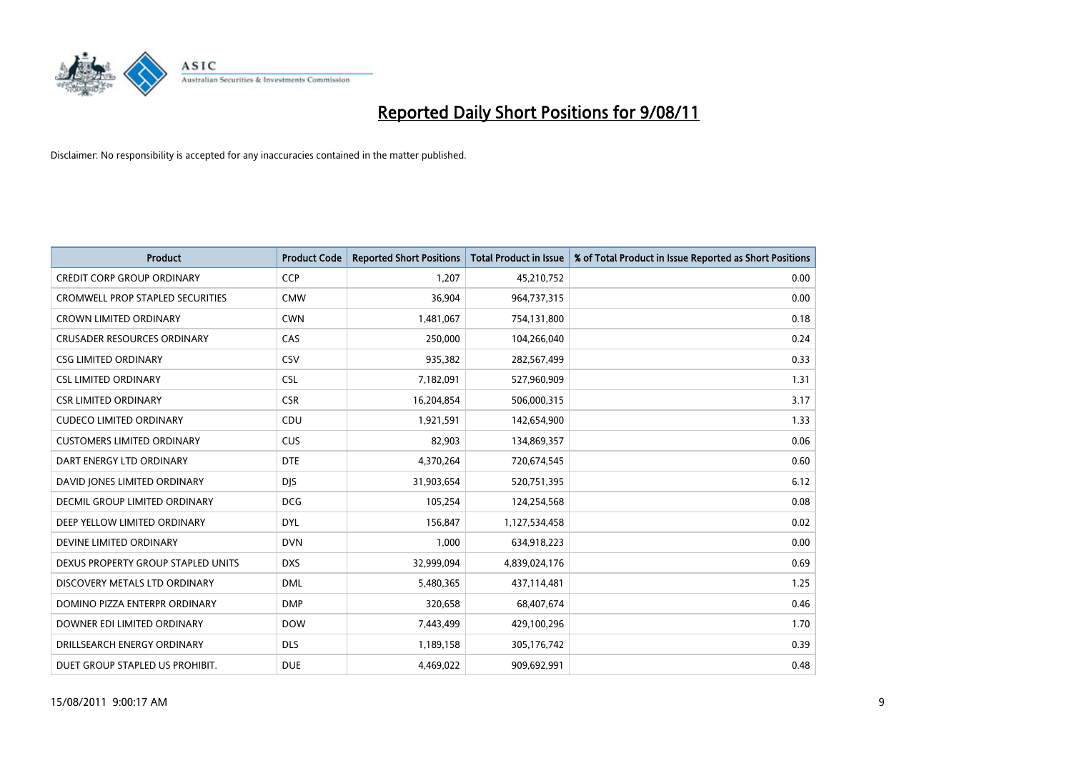# Reported Daily Short Positions for 9/08/11

Disclaimer: No responsibility is accepted for any inaccuracies contained in the matter published.

| Product | Product Code | Reported Short Positions | Total Product in Issue | % of Total Product in Issue Reported as Short Positions |
|---|---|---|---|---|
| CREDIT CORP GROUP ORDINARY | CCP | 1,207 | 45,210,752 | 0.00 |
| CROMWELL PROP STAPLED SECURITIES | CMW | 36,904 | 964,737,315 | 0.00 |
| CROWN LIMITED ORDINARY | CWN | 1,481,067 | 754,131,800 | 0.18 |
| CRUSADER RESOURCES ORDINARY | CAS | 250,000 | 104,266,040 | 0.24 |
| CSG LIMITED ORDINARY | CSV | 935,382 | 282,567,499 | 0.33 |
| CSL LIMITED ORDINARY | CSL | 7,182,091 | 527,960,909 | 1.31 |
| CSR LIMITED ORDINARY | CSR | 16,204,854 | 506,000,315 | 3.17 |
| CUDECO LIMITED ORDINARY | CDU | 1,921,591 | 142,654,900 | 1.33 |
| CUSTOMERS LIMITED ORDINARY | CUS | 82,903 | 134,869,357 | 0.06 |
| DART ENERGY LTD ORDINARY | DTE | 4,370,264 | 720,674,545 | 0.60 |
| DAVID JONES LIMITED ORDINARY | DJS | 31,903,654 | 520,751,395 | 6.12 |
| DECMIL GROUP LIMITED ORDINARY | DCG | 105,254 | 124,254,568 | 0.08 |
| DEEP YELLOW LIMITED ORDINARY | DYL | 156,847 | 1,127,534,458 | 0.02 |
| DEVINE LIMITED ORDINARY | DVN | 1,000 | 634,918,223 | 0.00 |
| DEXUS PROPERTY GROUP STAPLED UNITS | DXS | 32,999,094 | 4,839,024,176 | 0.69 |
| DISCOVERY METALS LTD ORDINARY | DML | 5,480,365 | 437,114,481 | 1.25 |
| DOMINO PIZZA ENTERPR ORDINARY | DMP | 320,658 | 68,407,674 | 0.46 |
| DOWNER EDI LIMITED ORDINARY | DOW | 7,443,499 | 429,100,296 | 1.70 |
| DRILLSEARCH ENERGY ORDINARY | DLS | 1,189,158 | 305,176,742 | 0.39 |
| DUET GROUP STAPLED US PROHIBIT. | DUE | 4,469,022 | 909,692,991 | 0.48 |

15/08/2011 9:00:17 AM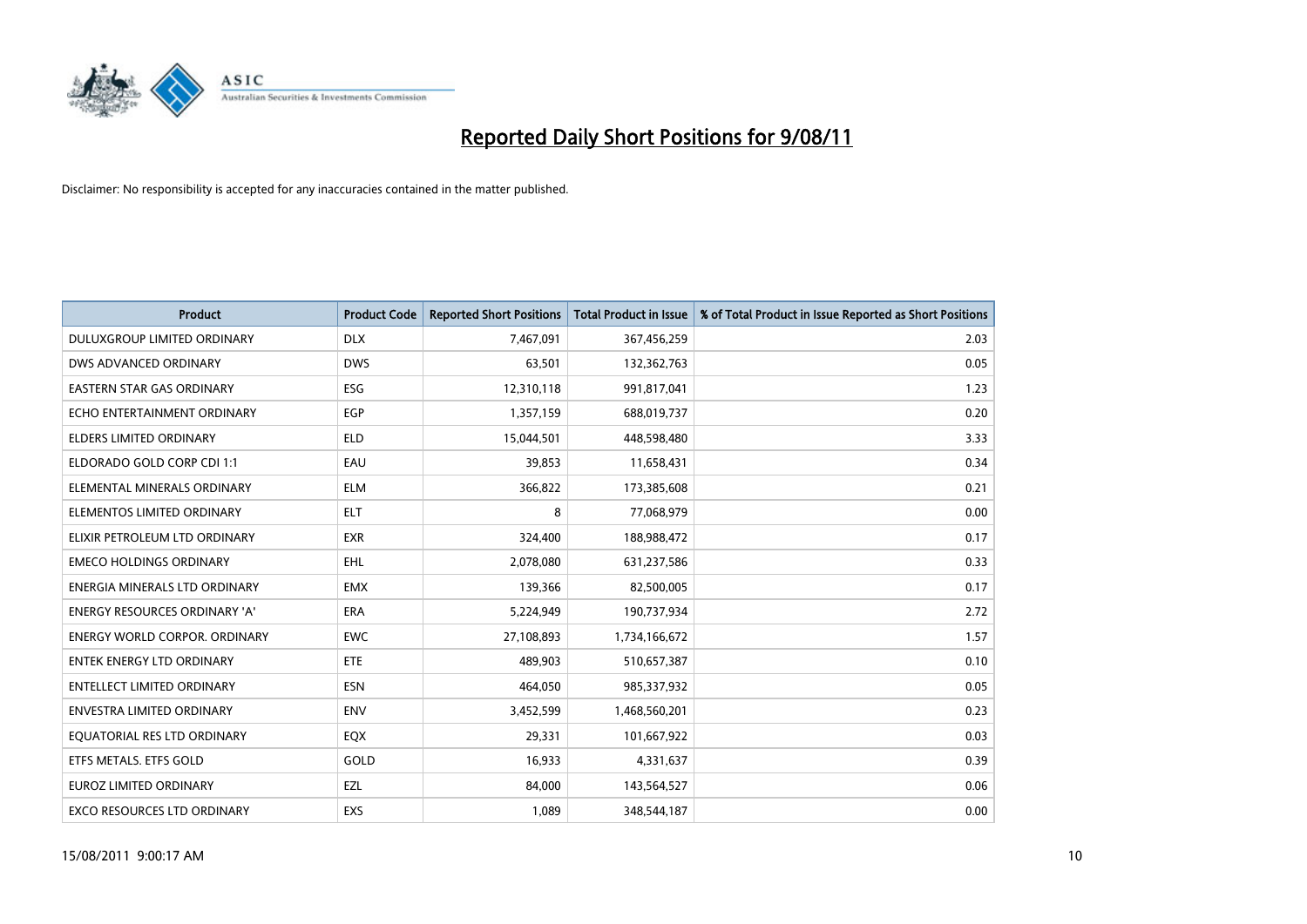# Reported Daily Short Positions for 9/08/11

Disclaimer: No responsibility is accepted for any inaccuracies contained in the matter published.

| Product | Product Code | Reported Short Positions | Total Product in Issue | % of Total Product in Issue Reported as Short Positions |
|---|---|---|---|---|
| DULUXGROUP LIMITED ORDINARY | DLX | 7,467,091 | 367,456,259 | 2.03 |
| DWS ADVANCED ORDINARY | DWS | 63,501 | 132,362,763 | 0.05 |
| EASTERN STAR GAS ORDINARY | ESG | 12,310,118 | 991,817,041 | 1.23 |
| ECHO ENTERTAINMENT ORDINARY | EGP | 1,357,159 | 688,019,737 | 0.20 |
| ELDERS LIMITED ORDINARY | ELD | 15,044,501 | 448,598,480 | 3.33 |
| ELDORADO GOLD CORP CDI 1:1 | EAU | 39,853 | 11,658,431 | 0.34 |
| ELEMENTAL MINERALS ORDINARY | ELM | 366,822 | 173,385,608 | 0.21 |
| ELEMENTOS LIMITED ORDINARY | ELT | 8 | 77,068,979 | 0.00 |
| ELIXIR PETROLEUM LTD ORDINARY | EXR | 324,400 | 188,988,472 | 0.17 |
| EMECO HOLDINGS ORDINARY | EHL | 2,078,080 | 631,237,586 | 0.33 |
| ENERGIA MINERALS LTD ORDINARY | EMX | 139,366 | 82,500,005 | 0.17 |
| ENERGY RESOURCES ORDINARY 'A' | ERA | 5,224,949 | 190,737,934 | 2.72 |
| ENERGY WORLD CORPOR. ORDINARY | EWC | 27,108,893 | 1,734,166,672 | 1.57 |
| ENTEK ENERGY LTD ORDINARY | ETE | 489,903 | 510,657,387 | 0.10 |
| ENTELLECT LIMITED ORDINARY | ESN | 464,050 | 985,337,932 | 0.05 |
| ENVESTRA LIMITED ORDINARY | ENV | 3,452,599 | 1,468,560,201 | 0.23 |
| EQUATORIAL RES LTD ORDINARY | EQX | 29,331 | 101,667,922 | 0.03 |
| ETFS METALS. ETFS GOLD | GOLD | 16,933 | 4,331,637 | 0.39 |
| EUROZ LIMITED ORDINARY | EZL | 84,000 | 143,564,527 | 0.06 |
| EXCO RESOURCES LTD ORDINARY | EXS | 1,089 | 348,544,187 | 0.00 |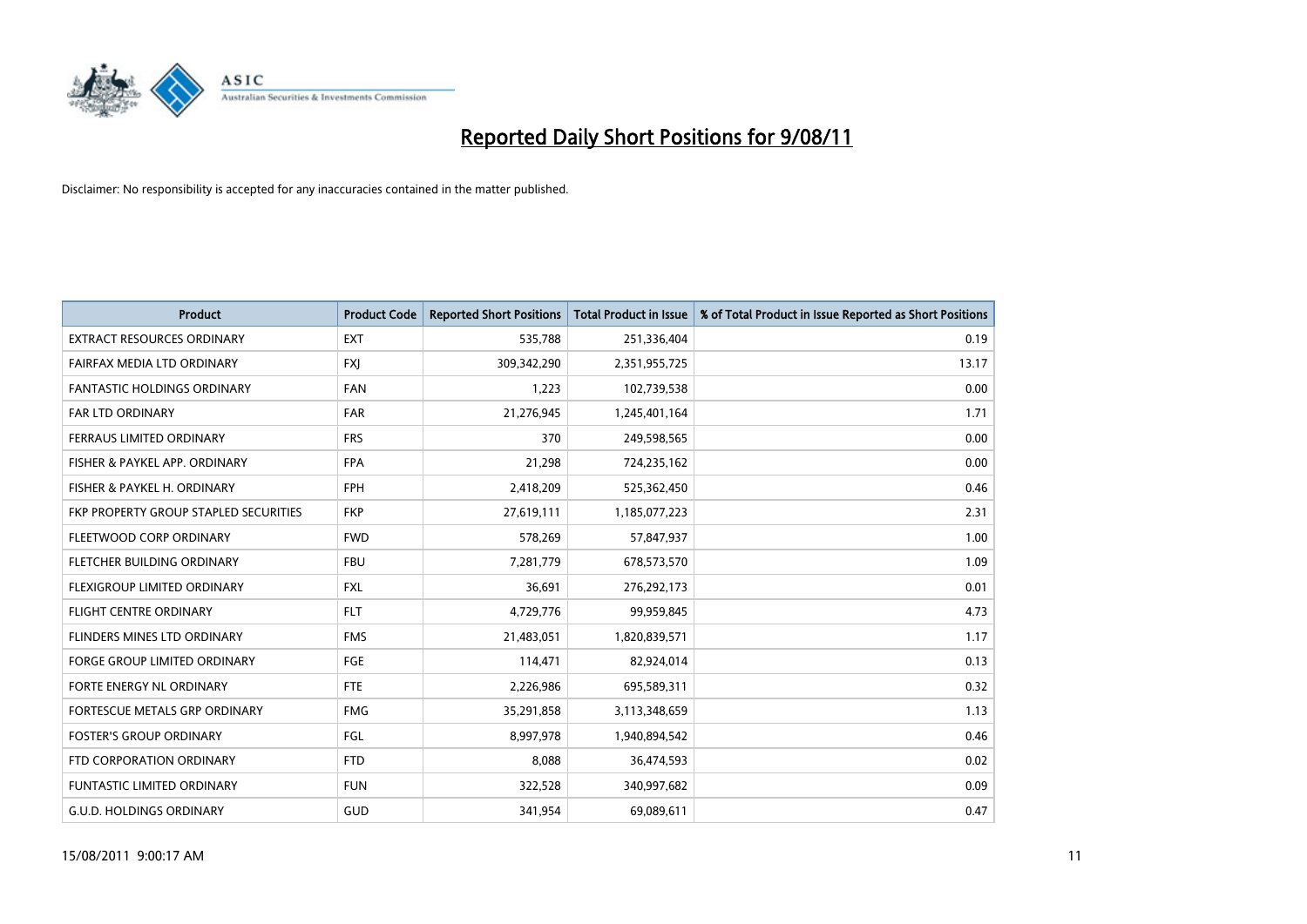# Reported Daily Short Positions for 9/08/11

Disclaimer: No responsibility is accepted for any inaccuracies contained in the matter published.

| Product | Product Code | Reported Short Positions | Total Product in Issue | % of Total Product in Issue Reported as Short Positions |
|---|---|---|---|---|
| EXTRACT RESOURCES ORDINARY | EXT | 535,788 | 251,336,404 | 0.19 |
| FAIRFAX MEDIA LTD ORDINARY | FXJ | 309,342,290 | 2,351,955,725 | 13.17 |
| FANTASTIC HOLDINGS ORDINARY | FAN | 1,223 | 102,739,538 | 0.00 |
| FAR LTD ORDINARY | FAR | 21,276,945 | 1,245,401,164 | 1.71 |
| FERRAUS LIMITED ORDINARY | FRS | 370 | 249,598,565 | 0.00 |
| FISHER & PAYKEL APP. ORDINARY | FPA | 21,298 | 724,235,162 | 0.00 |
| FISHER & PAYKEL H. ORDINARY | FPH | 2,418,209 | 525,362,450 | 0.46 |
| FKP PROPERTY GROUP STAPLED SECURITIES | FKP | 27,619,111 | 1,185,077,223 | 2.31 |
| FLEETWOOD CORP ORDINARY | FWD | 578,269 | 57,847,937 | 1.00 |
| FLETCHER BUILDING ORDINARY | FBU | 7,281,779 | 678,573,570 | 1.09 |
| FLEXIGROUP LIMITED ORDINARY | FXL | 36,691 | 276,292,173 | 0.01 |
| FLIGHT CENTRE ORDINARY | FLT | 4,729,776 | 99,959,845 | 4.73 |
| FLINDERS MINES LTD ORDINARY | FMS | 21,483,051 | 1,820,839,571 | 1.17 |
| FORGE GROUP LIMITED ORDINARY | FGE | 114,471 | 82,924,014 | 0.13 |
| FORTE ENERGY NL ORDINARY | FTE | 2,226,986 | 695,589,311 | 0.32 |
| FORTESCUE METALS GRP ORDINARY | FMG | 35,291,858 | 3,113,348,659 | 1.13 |
| FOSTER'S GROUP ORDINARY | FGL | 8,997,978 | 1,940,894,542 | 0.46 |
| FTD CORPORATION ORDINARY | FTD | 8,088 | 36,474,593 | 0.02 |
| FUNTASTIC LIMITED ORDINARY | FUN | 322,528 | 340,997,682 | 0.09 |
| G.U.D. HOLDINGS ORDINARY | GUD | 341,954 | 69,089,611 | 0.47 |

15/08/2011 9:00:17 AM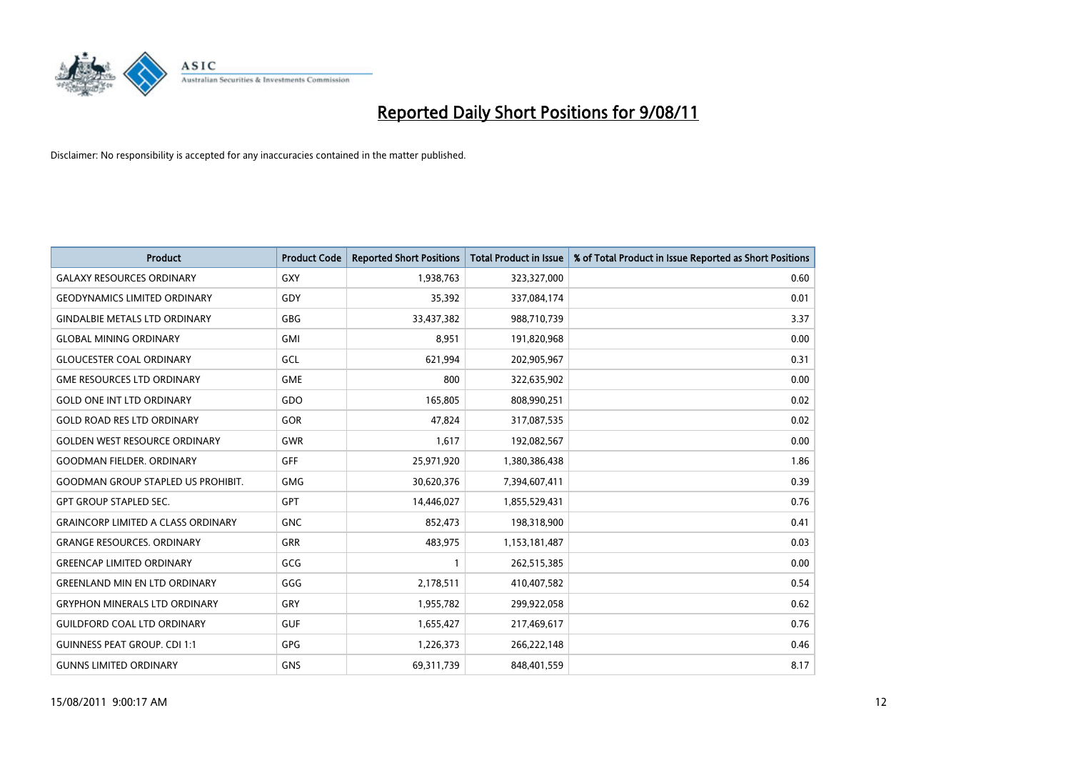# Reported Daily Short Positions for 9/08/11

Disclaimer: No responsibility is accepted for any inaccuracies contained in the matter published.

| Product | Product Code | Reported Short Positions | Total Product in Issue | % of Total Product in Issue Reported as Short Positions |
|---|---|---|---|---|
| GALAXY RESOURCES ORDINARY | GXY | 1,938,763 | 323,327,000 | 0.60 |
| GEODYNAMICS LIMITED ORDINARY | GDY | 35,392 | 337,084,174 | 0.01 |
| GINDALBIE METALS LTD ORDINARY | GBG | 33,437,382 | 988,710,739 | 3.37 |
| GLOBAL MINING ORDINARY | GMI | 8,951 | 191,820,968 | 0.00 |
| GLOUCESTER COAL ORDINARY | GCL | 621,994 | 202,905,967 | 0.31 |
| GME RESOURCES LTD ORDINARY | GME | 800 | 322,635,902 | 0.00 |
| GOLD ONE INT LTD ORDINARY | GDO | 165,805 | 808,990,251 | 0.02 |
| GOLD ROAD RES LTD ORDINARY | GOR | 47,824 | 317,087,535 | 0.02 |
| GOLDEN WEST RESOURCE ORDINARY | GWR | 1,617 | 192,082,567 | 0.00 |
| GOODMAN FIELDER. ORDINARY | GFF | 25,971,920 | 1,380,386,438 | 1.86 |
| GOODMAN GROUP STAPLED US PROHIBIT. | GMG | 30,620,376 | 7,394,607,411 | 0.39 |
| GPT GROUP STAPLED SEC. | GPT | 14,446,027 | 1,855,529,431 | 0.76 |
| GRAINCORP LIMITED A CLASS ORDINARY | GNC | 852,473 | 198,318,900 | 0.41 |
| GRANGE RESOURCES. ORDINARY | GRR | 483,975 | 1,153,181,487 | 0.03 |
| GREENCAP LIMITED ORDINARY | GCG | 1 | 262,515,385 | 0.00 |
| GREENLAND MIN EN LTD ORDINARY | GGG | 2,178,511 | 410,407,582 | 0.54 |
| GRYPHON MINERALS LTD ORDINARY | GRY | 1,955,782 | 299,922,058 | 0.62 |
| GUILDFORD COAL LTD ORDINARY | GUF | 1,655,427 | 217,469,617 | 0.76 |
| GUINNESS PEAT GROUP. CDI 1:1 | GPG | 1,226,373 | 266,222,148 | 0.46 |
| GUNNS LIMITED ORDINARY | GNS | 69,311,739 | 848,401,559 | 8.17 |

15/08/2011 9:00:17 AM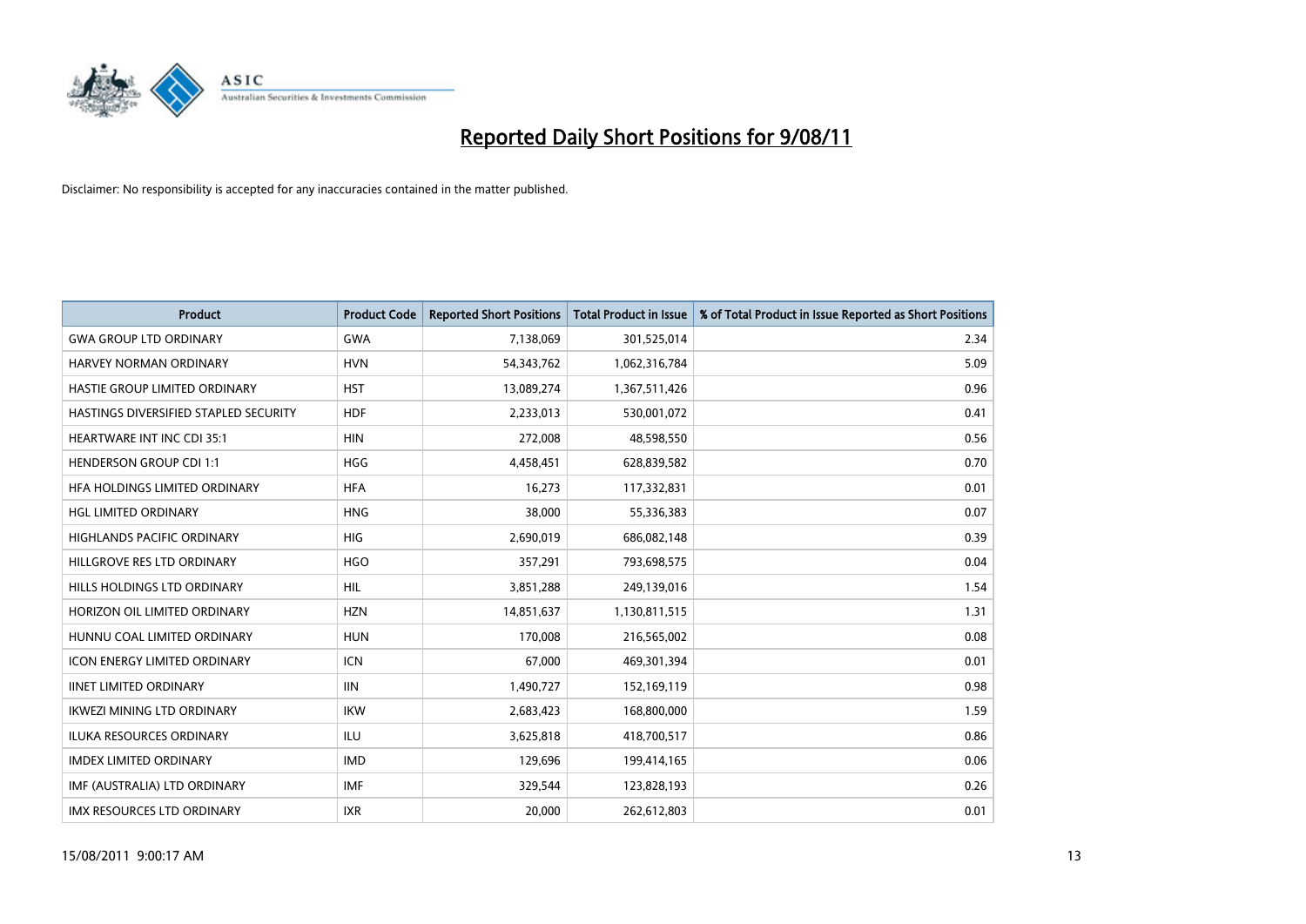# Reported Daily Short Positions for 9/08/11

Disclaimer: No responsibility is accepted for any inaccuracies contained in the matter published.

| Product | Product Code | Reported Short Positions | Total Product in Issue | % of Total Product in Issue Reported as Short Positions |
|---|---|---|---|---|
| GWA GROUP LTD ORDINARY | GWA | 7,138,069 | 301,525,014 | 2.34 |
| HARVEY NORMAN ORDINARY | HVN | 54,343,762 | 1,062,316,784 | 5.09 |
| HASTIE GROUP LIMITED ORDINARY | HST | 13,089,274 | 1,367,511,426 | 0.96 |
| HASTINGS DIVERSIFIED STAPLED SECURITY | HDF | 2,233,013 | 530,001,072 | 0.41 |
| HEARTWARE INT INC CDI 35:1 | HIN | 272,008 | 48,598,550 | 0.56 |
| HENDERSON GROUP CDI 1:1 | HGG | 4,458,451 | 628,839,582 | 0.70 |
| HFA HOLDINGS LIMITED ORDINARY | HFA | 16,273 | 117,332,831 | 0.01 |
| HGL LIMITED ORDINARY | HNG | 38,000 | 55,336,383 | 0.07 |
| HIGHLANDS PACIFIC ORDINARY | HIG | 2,690,019 | 686,082,148 | 0.39 |
| HILLGROVE RES LTD ORDINARY | HGO | 357,291 | 793,698,575 | 0.04 |
| HILLS HOLDINGS LTD ORDINARY | HIL | 3,851,288 | 249,139,016 | 1.54 |
| HORIZON OIL LIMITED ORDINARY | HZN | 14,851,637 | 1,130,811,515 | 1.31 |
| HUNNU COAL LIMITED ORDINARY | HUN | 170,008 | 216,565,002 | 0.08 |
| ICON ENERGY LIMITED ORDINARY | ICN | 67,000 | 469,301,394 | 0.01 |
| IINET LIMITED ORDINARY | IIN | 1,490,727 | 152,169,119 | 0.98 |
| IKWEZI MINING LTD ORDINARY | IKW | 2,683,423 | 168,800,000 | 1.59 |
| ILUKA RESOURCES ORDINARY | ILU | 3,625,818 | 418,700,517 | 0.86 |
| IMDEX LIMITED ORDINARY | IMD | 129,696 | 199,414,165 | 0.06 |
| IMF (AUSTRALIA) LTD ORDINARY | IMF | 329,544 | 123,828,193 | 0.26 |
| IMX RESOURCES LTD ORDINARY | IXR | 20,000 | 262,612,803 | 0.01 |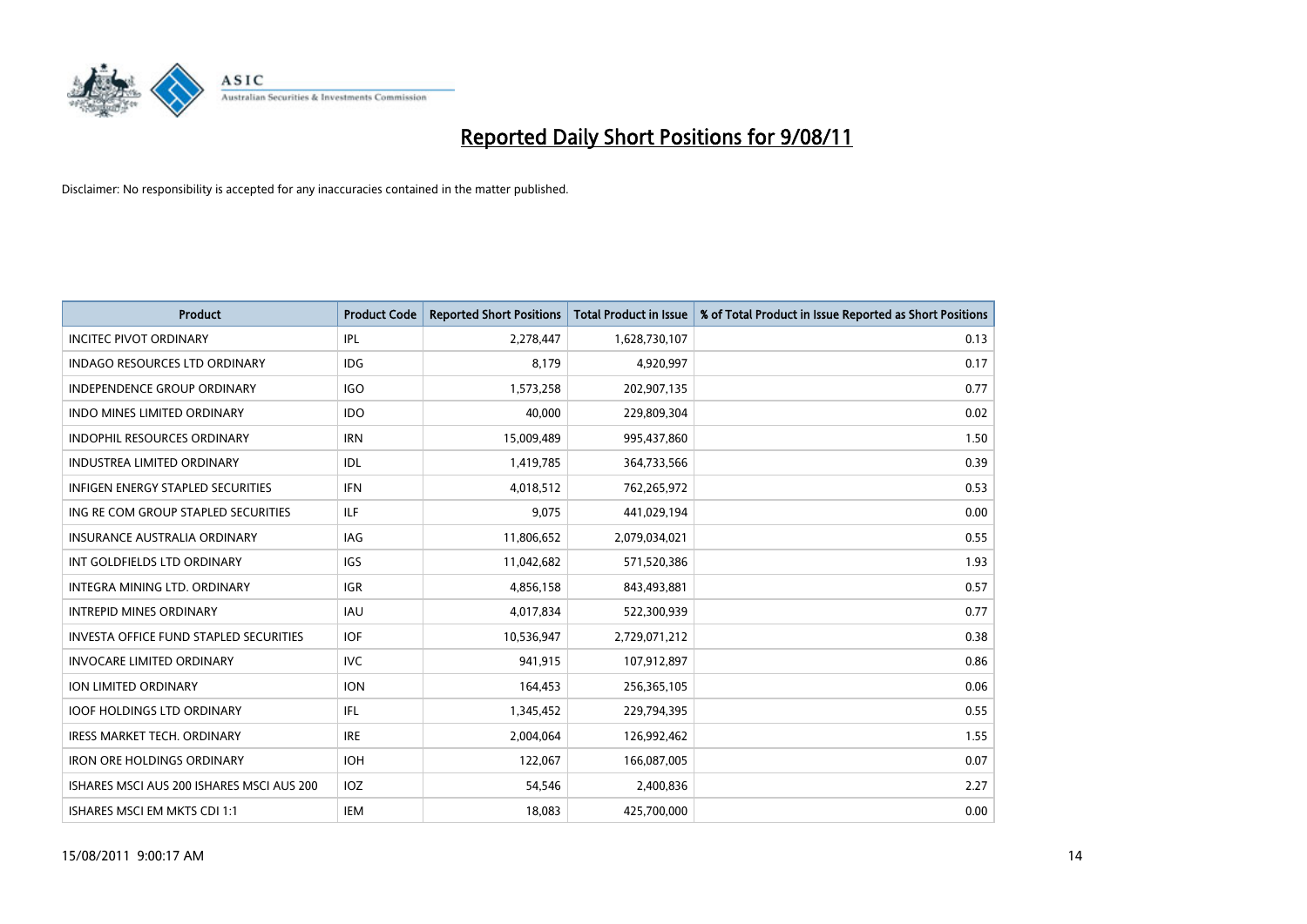# Reported Daily Short Positions for 9/08/11

Disclaimer: No responsibility is accepted for any inaccuracies contained in the matter published.

| Product | Product Code | Reported Short Positions | Total Product in Issue | % of Total Product in Issue Reported as Short Positions |
|---|---|---|---|---|
| INCITEC PIVOT ORDINARY | IPL | 2,278,447 | 1,628,730,107 | 0.13 |
| INDAGO RESOURCES LTD ORDINARY | IDG | 8,179 | 4,920,997 | 0.17 |
| INDEPENDENCE GROUP ORDINARY | IGO | 1,573,258 | 202,907,135 | 0.77 |
| INDO MINES LIMITED ORDINARY | IDO | 40,000 | 229,809,304 | 0.02 |
| INDOPHIL RESOURCES ORDINARY | IRN | 15,009,489 | 995,437,860 | 1.50 |
| INDUSTREA LIMITED ORDINARY | IDL | 1,419,785 | 364,733,566 | 0.39 |
| INFIGEN ENERGY STAPLED SECURITIES | IFN | 4,018,512 | 762,265,972 | 0.53 |
| ING RE COM GROUP STAPLED SECURITIES | ILF | 9,075 | 441,029,194 | 0.00 |
| INSURANCE AUSTRALIA ORDINARY | IAG | 11,806,652 | 2,079,034,021 | 0.55 |
| INT GOLDFIELDS LTD ORDINARY | IGS | 11,042,682 | 571,520,386 | 1.93 |
| INTEGRA MINING LTD. ORDINARY | IGR | 4,856,158 | 843,493,881 | 0.57 |
| INTREPID MINES ORDINARY | IAU | 4,017,834 | 522,300,939 | 0.77 |
| INVESTA OFFICE FUND STAPLED SECURITIES | IOF | 10,536,947 | 2,729,071,212 | 0.38 |
| INVOCARE LIMITED ORDINARY | IVC | 941,915 | 107,912,897 | 0.86 |
| ION LIMITED ORDINARY | ION | 164,453 | 256,365,105 | 0.06 |
| IOOF HOLDINGS LTD ORDINARY | IFL | 1,345,452 | 229,794,395 | 0.55 |
| IRESS MARKET TECH. ORDINARY | IRE | 2,004,064 | 126,992,462 | 1.55 |
| IRON ORE HOLDINGS ORDINARY | IOH | 122,067 | 166,087,005 | 0.07 |
| ISHARES MSCI AUS 200 ISHARES MSCI AUS 200 | IOZ | 54,546 | 2,400,836 | 2.27 |
| ISHARES MSCI EM MKTS CDI 1:1 | IEM | 18,083 | 425,700,000 | 0.00 |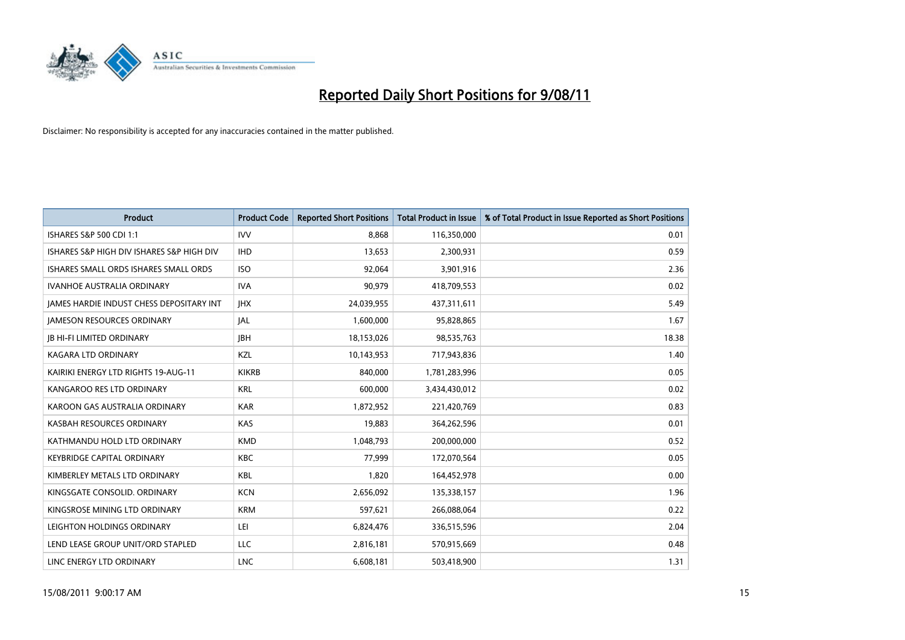# Reported Daily Short Positions for 9/08/11

Disclaimer: No responsibility is accepted for any inaccuracies contained in the matter published.

| Product | Product Code | Reported Short Positions | Total Product in Issue | % of Total Product in Issue Reported as Short Positions |
|---|---|---|---|---|
| ISHARES S&P 500 CDI 1:1 | IVV | 8,868 | 116,350,000 | 0.01 |
| ISHARES S&P HIGH DIV ISHARES S&P HIGH DIV | IHD | 13,653 | 2,300,931 | 0.59 |
| ISHARES SMALL ORDS ISHARES SMALL ORDS | ISO | 92,064 | 3,901,916 | 2.36 |
| IVANHOE AUSTRALIA ORDINARY | IVA | 90,979 | 418,709,553 | 0.02 |
| JAMES HARDIE INDUST CHESS DEPOSITARY INT | JHX | 24,039,955 | 437,311,611 | 5.49 |
| JAMESON RESOURCES ORDINARY | JAL | 1,600,000 | 95,828,865 | 1.67 |
| JB HI-FI LIMITED ORDINARY | JBH | 18,153,026 | 98,535,763 | 18.38 |
| KAGARA LTD ORDINARY | KZL | 10,143,953 | 717,943,836 | 1.40 |
| KAIRIKI ENERGY LTD RIGHTS 19-AUG-11 | KIKRB | 840,000 | 1,781,283,996 | 0.05 |
| KANGAROO RES LTD ORDINARY | KRL | 600,000 | 3,434,430,012 | 0.02 |
| KAROON GAS AUSTRALIA ORDINARY | KAR | 1,872,952 | 221,420,769 | 0.83 |
| KASBAH RESOURCES ORDINARY | KAS | 19,883 | 364,262,596 | 0.01 |
| KATHMANDU HOLD LTD ORDINARY | KMD | 1,048,793 | 200,000,000 | 0.52 |
| KEYBRIDGE CAPITAL ORDINARY | KBC | 77,999 | 172,070,564 | 0.05 |
| KIMBERLEY METALS LTD ORDINARY | KBL | 1,820 | 164,452,978 | 0.00 |
| KINGSGATE CONSOLID. ORDINARY | KCN | 2,656,092 | 135,338,157 | 1.96 |
| KINGSROSE MINING LTD ORDINARY | KRM | 597,621 | 266,088,064 | 0.22 |
| LEIGHTON HOLDINGS ORDINARY | LEI | 6,824,476 | 336,515,596 | 2.04 |
| LEND LEASE GROUP UNIT/ORD STAPLED | LLC | 2,816,181 | 570,915,669 | 0.48 |
| LINC ENERGY LTD ORDINARY | LNC | 6,608,181 | 503,418,900 | 1.31 |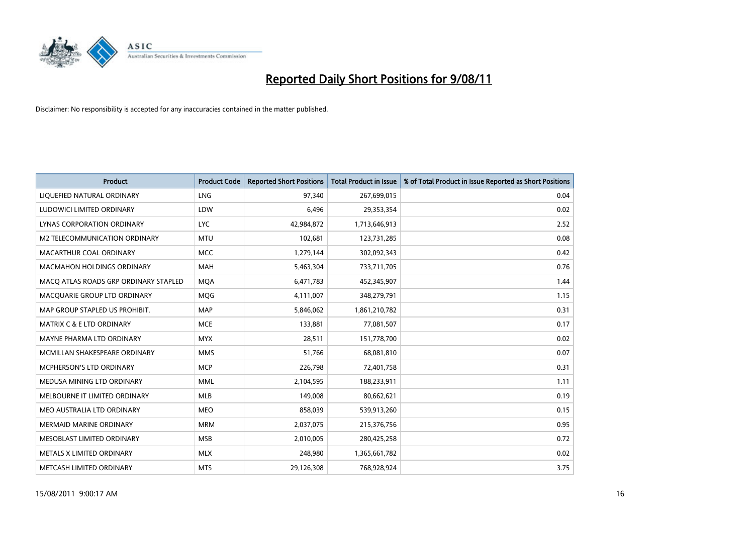# Reported Daily Short Positions for 9/08/11

Disclaimer: No responsibility is accepted for any inaccuracies contained in the matter published.

| Product | Product Code | Reported Short Positions | Total Product in Issue | % of Total Product in Issue Reported as Short Positions |
|---|---|---|---|---|
| LIQUEFIED NATURAL ORDINARY | LNG | 97,340 | 267,699,015 | 0.04 |
| LUDOWICI LIMITED ORDINARY | LDW | 6,496 | 29,353,354 | 0.02 |
| LYNAS CORPORATION ORDINARY | LYC | 42,984,872 | 1,713,646,913 | 2.52 |
| M2 TELECOMMUNICATION ORDINARY | MTU | 102,681 | 123,731,285 | 0.08 |
| MACARTHUR COAL ORDINARY | MCC | 1,279,144 | 302,092,343 | 0.42 |
| MACMAHON HOLDINGS ORDINARY | MAH | 5,463,304 | 733,711,705 | 0.76 |
| MACQ ATLAS ROADS GRP ORDINARY STAPLED | MQA | 6,471,783 | 452,345,907 | 1.44 |
| MACQUARIE GROUP LTD ORDINARY | MQG | 4,111,007 | 348,279,791 | 1.15 |
| MAP GROUP STAPLED US PROHIBIT. | MAP | 5,846,062 | 1,861,210,782 | 0.31 |
| MATRIX C & E LTD ORDINARY | MCE | 133,881 | 77,081,507 | 0.17 |
| MAYNE PHARMA LTD ORDINARY | MYX | 28,511 | 151,778,700 | 0.02 |
| MCMILLAN SHAKESPEARE ORDINARY | MMS | 51,766 | 68,081,810 | 0.07 |
| MCPHERSON'S LTD ORDINARY | MCP | 226,798 | 72,401,758 | 0.31 |
| MEDUSA MINING LTD ORDINARY | MML | 2,104,595 | 188,233,911 | 1.11 |
| MELBOURNE IT LIMITED ORDINARY | MLB | 149,008 | 80,662,621 | 0.19 |
| MEO AUSTRALIA LTD ORDINARY | MEO | 858,039 | 539,913,260 | 0.15 |
| MERMAID MARINE ORDINARY | MRM | 2,037,075 | 215,376,756 | 0.95 |
| MESOBLAST LIMITED ORDINARY | MSB | 2,010,005 | 280,425,258 | 0.72 |
| METALS X LIMITED ORDINARY | MLX | 248,980 | 1,365,661,782 | 0.02 |
| METCASH LIMITED ORDINARY | MTS | 29,126,308 | 768,928,924 | 3.75 |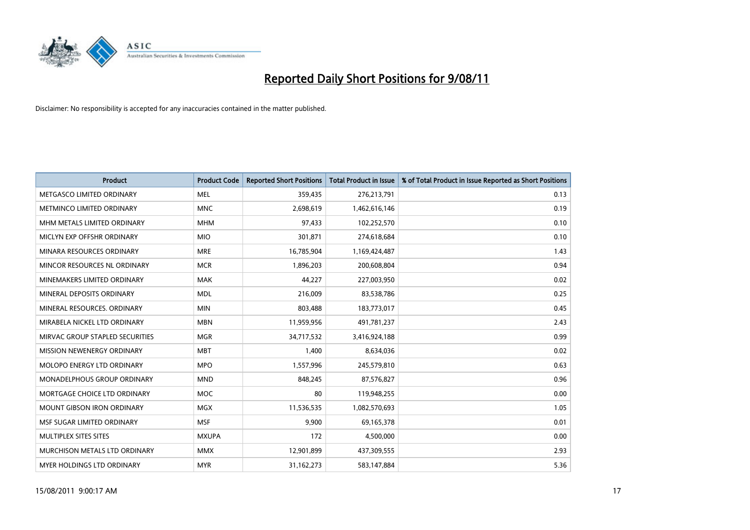# Reported Daily Short Positions for 9/08/11

Disclaimer: No responsibility is accepted for any inaccuracies contained in the matter published.

| Product | Product Code | Reported Short Positions | Total Product in Issue | % of Total Product in Issue Reported as Short Positions |
|---|---|---|---|---|
| METGASCO LIMITED ORDINARY | MEL | 359,435 | 276,213,791 | 0.13 |
| METMINCO LIMITED ORDINARY | MNC | 2,698,619 | 1,462,616,146 | 0.19 |
| MHM METALS LIMITED ORDINARY | MHM | 97,433 | 102,252,570 | 0.10 |
| MICLYN EXP OFFSHR ORDINARY | MIO | 301,871 | 274,618,684 | 0.10 |
| MINARA RESOURCES ORDINARY | MRE | 16,785,904 | 1,169,424,487 | 1.43 |
| MINCOR RESOURCES NL ORDINARY | MCR | 1,896,203 | 200,608,804 | 0.94 |
| MINEMAKERS LIMITED ORDINARY | MAK | 44,227 | 227,003,950 | 0.02 |
| MINERAL DEPOSITS ORDINARY | MDL | 216,009 | 83,538,786 | 0.25 |
| MINERAL RESOURCES. ORDINARY | MIN | 803,488 | 183,773,017 | 0.45 |
| MIRABELA NICKEL LTD ORDINARY | MBN | 11,959,956 | 491,781,237 | 2.43 |
| MIRVAC GROUP STAPLED SECURITIES | MGR | 34,717,532 | 3,416,924,188 | 0.99 |
| MISSION NEWENERGY ORDINARY | MBT | 1,400 | 8,634,036 | 0.02 |
| MOLOPO ENERGY LTD ORDINARY | MPO | 1,557,996 | 245,579,810 | 0.63 |
| MONADELPHOUS GROUP ORDINARY | MND | 848,245 | 87,576,827 | 0.96 |
| MORTGAGE CHOICE LTD ORDINARY | MOC | 80 | 119,948,255 | 0.00 |
| MOUNT GIBSON IRON ORDINARY | MGX | 11,536,535 | 1,082,570,693 | 1.05 |
| MSF SUGAR LIMITED ORDINARY | MSF | 9,900 | 69,165,378 | 0.01 |
| MULTIPLEX SITES SITES | MXUPA | 172 | 4,500,000 | 0.00 |
| MURCHISON METALS LTD ORDINARY | MMX | 12,901,899 | 437,309,555 | 2.93 |
| MYER HOLDINGS LTD ORDINARY | MYR | 31,162,273 | 583,147,884 | 5.36 |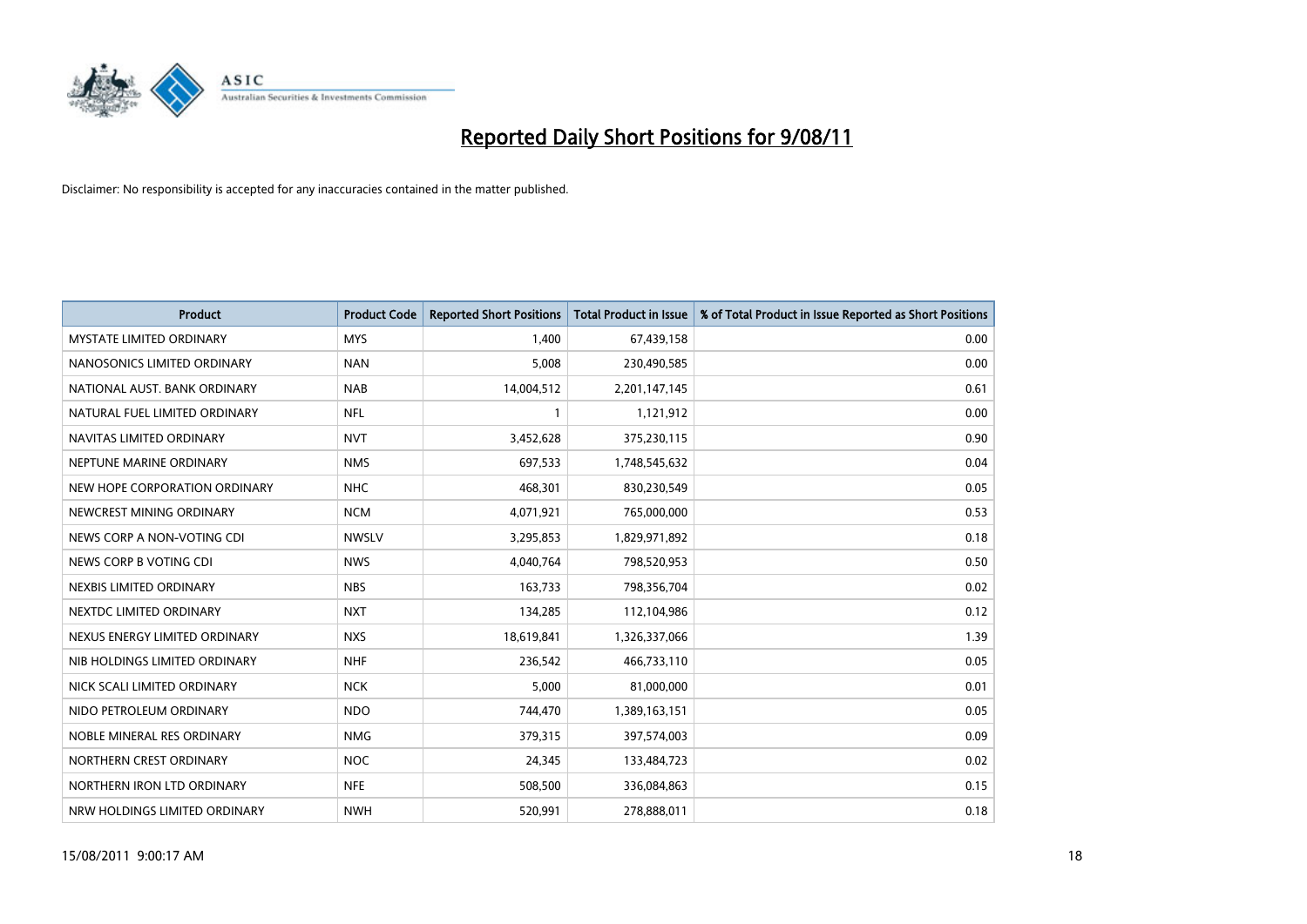# Reported Daily Short Positions for 9/08/11

Disclaimer: No responsibility is accepted for any inaccuracies contained in the matter published.

| Product | Product Code | Reported Short Positions | Total Product in Issue | % of Total Product in Issue Reported as Short Positions |
|---|---|---|---|---|
| MYSTATE LIMITED ORDINARY | MYS | 1,400 | 67,439,158 | 0.00 |
| NANOSONICS LIMITED ORDINARY | NAN | 5,008 | 230,490,585 | 0.00 |
| NATIONAL AUST. BANK ORDINARY | NAB | 14,004,512 | 2,201,147,145 | 0.61 |
| NATURAL FUEL LIMITED ORDINARY | NFL | 1 | 1,121,912 | 0.00 |
| NAVITAS LIMITED ORDINARY | NVT | 3,452,628 | 375,230,115 | 0.90 |
| NEPTUNE MARINE ORDINARY | NMS | 697,533 | 1,748,545,632 | 0.04 |
| NEW HOPE CORPORATION ORDINARY | NHC | 468,301 | 830,230,549 | 0.05 |
| NEWCREST MINING ORDINARY | NCM | 4,071,921 | 765,000,000 | 0.53 |
| NEWS CORP A NON-VOTING CDI | NWSLV | 3,295,853 | 1,829,971,892 | 0.18 |
| NEWS CORP B VOTING CDI | NWS | 4,040,764 | 798,520,953 | 0.50 |
| NEXBIS LIMITED ORDINARY | NBS | 163,733 | 798,356,704 | 0.02 |
| NEXTDC LIMITED ORDINARY | NXT | 134,285 | 112,104,986 | 0.12 |
| NEXUS ENERGY LIMITED ORDINARY | NXS | 18,619,841 | 1,326,337,066 | 1.39 |
| NIB HOLDINGS LIMITED ORDINARY | NHF | 236,542 | 466,733,110 | 0.05 |
| NICK SCALI LIMITED ORDINARY | NCK | 5,000 | 81,000,000 | 0.01 |
| NIDO PETROLEUM ORDINARY | NDO | 744,470 | 1,389,163,151 | 0.05 |
| NOBLE MINERAL RES ORDINARY | NMG | 379,315 | 397,574,003 | 0.09 |
| NORTHERN CREST ORDINARY | NOC | 24,345 | 133,484,723 | 0.02 |
| NORTHERN IRON LTD ORDINARY | NFE | 508,500 | 336,084,863 | 0.15 |
| NRW HOLDINGS LIMITED ORDINARY | NWH | 520,991 | 278,888,011 | 0.18 |

15/08/2011 9:00:17 AM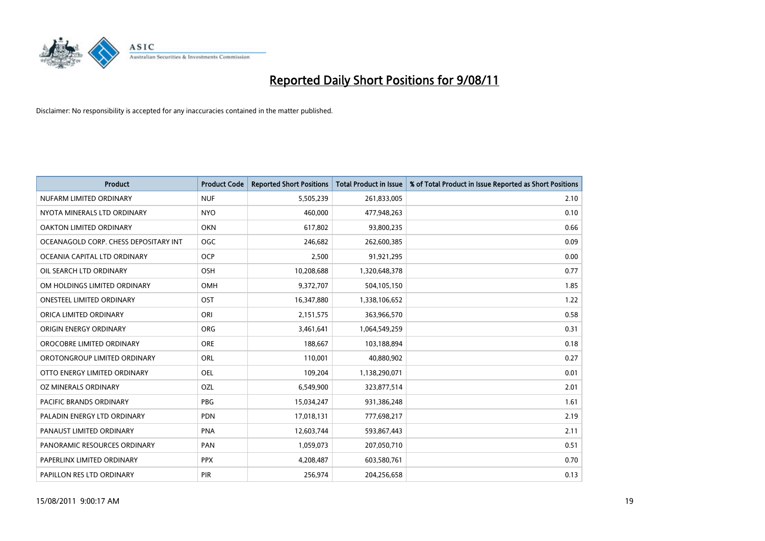# Reported Daily Short Positions for 9/08/11

Disclaimer: No responsibility is accepted for any inaccuracies contained in the matter published.

| Product | Product Code | Reported Short Positions | Total Product in Issue | % of Total Product in Issue Reported as Short Positions |
|---|---|---|---|---|
| NUFARM LIMITED ORDINARY | NUF | 5,505,239 | 261,833,005 | 2.10 |
| NYOTA MINERALS LTD ORDINARY | NYO | 460,000 | 477,948,263 | 0.10 |
| OAKTON LIMITED ORDINARY | OKN | 617,802 | 93,800,235 | 0.66 |
| OCEANAGOLD CORP. CHESS DEPOSITARY INT | OGC | 246,682 | 262,600,385 | 0.09 |
| OCEANIA CAPITAL LTD ORDINARY | OCP | 2,500 | 91,921,295 | 0.00 |
| OIL SEARCH LTD ORDINARY | OSH | 10,208,688 | 1,320,648,378 | 0.77 |
| OM HOLDINGS LIMITED ORDINARY | OMH | 9,372,707 | 504,105,150 | 1.85 |
| ONESTEEL LIMITED ORDINARY | OST | 16,347,880 | 1,338,106,652 | 1.22 |
| ORICA LIMITED ORDINARY | ORI | 2,151,575 | 363,966,570 | 0.58 |
| ORIGIN ENERGY ORDINARY | ORG | 3,461,641 | 1,064,549,259 | 0.31 |
| OROCOBRE LIMITED ORDINARY | ORE | 188,667 | 103,188,894 | 0.18 |
| OROTONGROUP LIMITED ORDINARY | ORL | 110,001 | 40,880,902 | 0.27 |
| OTTO ENERGY LIMITED ORDINARY | OEL | 109,204 | 1,138,290,071 | 0.01 |
| OZ MINERALS ORDINARY | OZL | 6,549,900 | 323,877,514 | 2.01 |
| PACIFIC BRANDS ORDINARY | PBG | 15,034,247 | 931,386,248 | 1.61 |
| PALADIN ENERGY LTD ORDINARY | PDN | 17,018,131 | 777,698,217 | 2.19 |
| PANAUST LIMITED ORDINARY | PNA | 12,603,744 | 593,867,443 | 2.11 |
| PANORAMIC RESOURCES ORDINARY | PAN | 1,059,073 | 207,050,710 | 0.51 |
| PAPERLINX LIMITED ORDINARY | PPX | 4,208,487 | 603,580,761 | 0.70 |
| PAPILLON RES LTD ORDINARY | PIR | 256,974 | 204,256,658 | 0.13 |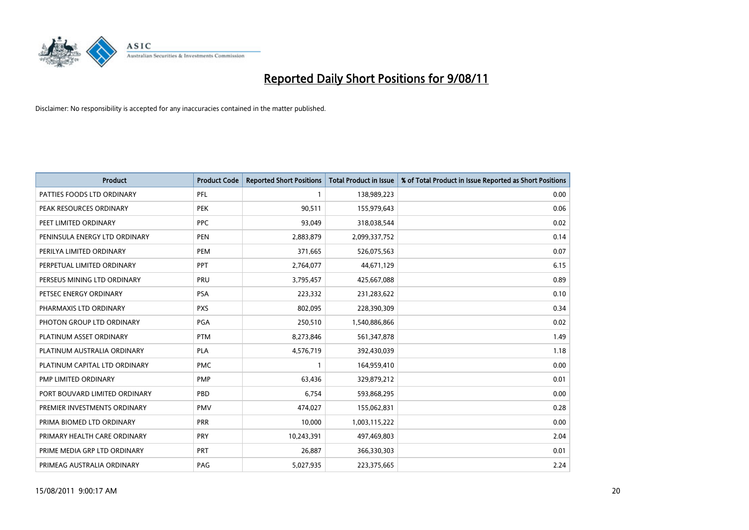# Reported Daily Short Positions for 9/08/11

Disclaimer: No responsibility is accepted for any inaccuracies contained in the matter published.

| Product | Product Code | Reported Short Positions | Total Product in Issue | % of Total Product in Issue Reported as Short Positions |
|---|---|---|---|---|
| PATTIES FOODS LTD ORDINARY | PFL | 1 | 138,989,223 | 0.00 |
| PEAK RESOURCES ORDINARY | PEK | 90,511 | 155,979,643 | 0.06 |
| PEET LIMITED ORDINARY | PPC | 93,049 | 318,038,544 | 0.02 |
| PENINSULA ENERGY LTD ORDINARY | PEN | 2,883,879 | 2,099,337,752 | 0.14 |
| PERILYA LIMITED ORDINARY | PEM | 371,665 | 526,075,563 | 0.07 |
| PERPETUAL LIMITED ORDINARY | PPT | 2,764,077 | 44,671,129 | 6.15 |
| PERSEUS MINING LTD ORDINARY | PRU | 3,795,457 | 425,667,088 | 0.89 |
| PETSEC ENERGY ORDINARY | PSA | 223,332 | 231,283,622 | 0.10 |
| PHARMAXIS LTD ORDINARY | PXS | 802,095 | 228,390,309 | 0.34 |
| PHOTON GROUP LTD ORDINARY | PGA | 250,510 | 1,540,886,866 | 0.02 |
| PLATINUM ASSET ORDINARY | PTM | 8,273,846 | 561,347,878 | 1.49 |
| PLATINUM AUSTRALIA ORDINARY | PLA | 4,576,719 | 392,430,039 | 1.18 |
| PLATINUM CAPITAL LTD ORDINARY | PMC | 1 | 164,959,410 | 0.00 |
| PMP LIMITED ORDINARY | PMP | 63,436 | 329,879,212 | 0.01 |
| PORT BOUVARD LIMITED ORDINARY | PBD | 6,754 | 593,868,295 | 0.00 |
| PREMIER INVESTMENTS ORDINARY | PMV | 474,027 | 155,062,831 | 0.28 |
| PRIMA BIOMED LTD ORDINARY | PRR | 10,000 | 1,003,115,222 | 0.00 |
| PRIMARY HEALTH CARE ORDINARY | PRY | 10,243,391 | 497,469,803 | 2.04 |
| PRIME MEDIA GRP LTD ORDINARY | PRT | 26,887 | 366,330,303 | 0.01 |
| PRIMEAG AUSTRALIA ORDINARY | PAG | 5,027,935 | 223,375,665 | 2.24 |

15/08/2011 9:00:17 AM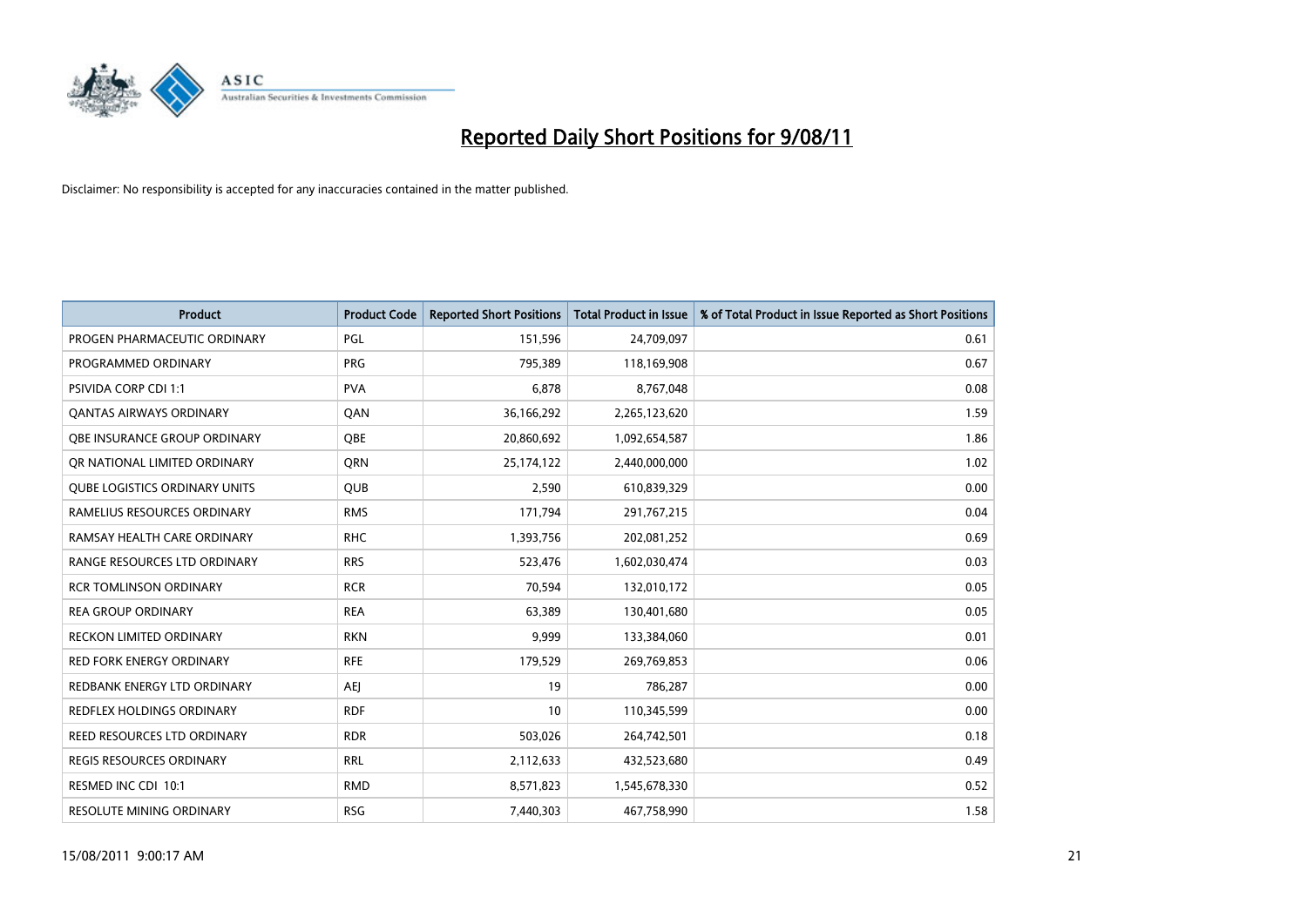# Reported Daily Short Positions for 9/08/11

Disclaimer: No responsibility is accepted for any inaccuracies contained in the matter published.

| Product | Product Code | Reported Short Positions | Total Product in Issue | % of Total Product in Issue Reported as Short Positions |
| --- | --- | --- | --- | --- |
| PROGEN PHARMACEUTIC ORDINARY | PGL | 151,596 | 24,709,097 | 0.61 |
| PROGRAMMED ORDINARY | PRG | 795,389 | 118,169,908 | 0.67 |
| PSIVIDA CORP CDI 1:1 | PVA | 6,878 | 8,767,048 | 0.08 |
| QANTAS AIRWAYS ORDINARY | QAN | 36,166,292 | 2,265,123,620 | 1.59 |
| QBE INSURANCE GROUP ORDINARY | QBE | 20,860,692 | 1,092,654,587 | 1.86 |
| QR NATIONAL LIMITED ORDINARY | QRN | 25,174,122 | 2,440,000,000 | 1.02 |
| QUBE LOGISTICS ORDINARY UNITS | QUB | 2,590 | 610,839,329 | 0.00 |
| RAMELIUS RESOURCES ORDINARY | RMS | 171,794 | 291,767,215 | 0.04 |
| RAMSAY HEALTH CARE ORDINARY | RHC | 1,393,756 | 202,081,252 | 0.69 |
| RANGE RESOURCES LTD ORDINARY | RRS | 523,476 | 1,602,030,474 | 0.03 |
| RCR TOMLINSON ORDINARY | RCR | 70,594 | 132,010,172 | 0.05 |
| REA GROUP ORDINARY | REA | 63,389 | 130,401,680 | 0.05 |
| RECKON LIMITED ORDINARY | RKN | 9,999 | 133,384,060 | 0.01 |
| RED FORK ENERGY ORDINARY | RFE | 179,529 | 269,769,853 | 0.06 |
| REDBANK ENERGY LTD ORDINARY | AEJ | 19 | 786,287 | 0.00 |
| REDFLEX HOLDINGS ORDINARY | RDF | 10 | 110,345,599 | 0.00 |
| REED RESOURCES LTD ORDINARY | RDR | 503,026 | 264,742,501 | 0.18 |
| REGIS RESOURCES ORDINARY | RRL | 2,112,633 | 432,523,680 | 0.49 |
| RESMED INC CDI 10:1 | RMD | 8,571,823 | 1,545,678,330 | 0.52 |
| RESOLUTE MINING ORDINARY | RSG | 7,440,303 | 467,758,990 | 1.58 |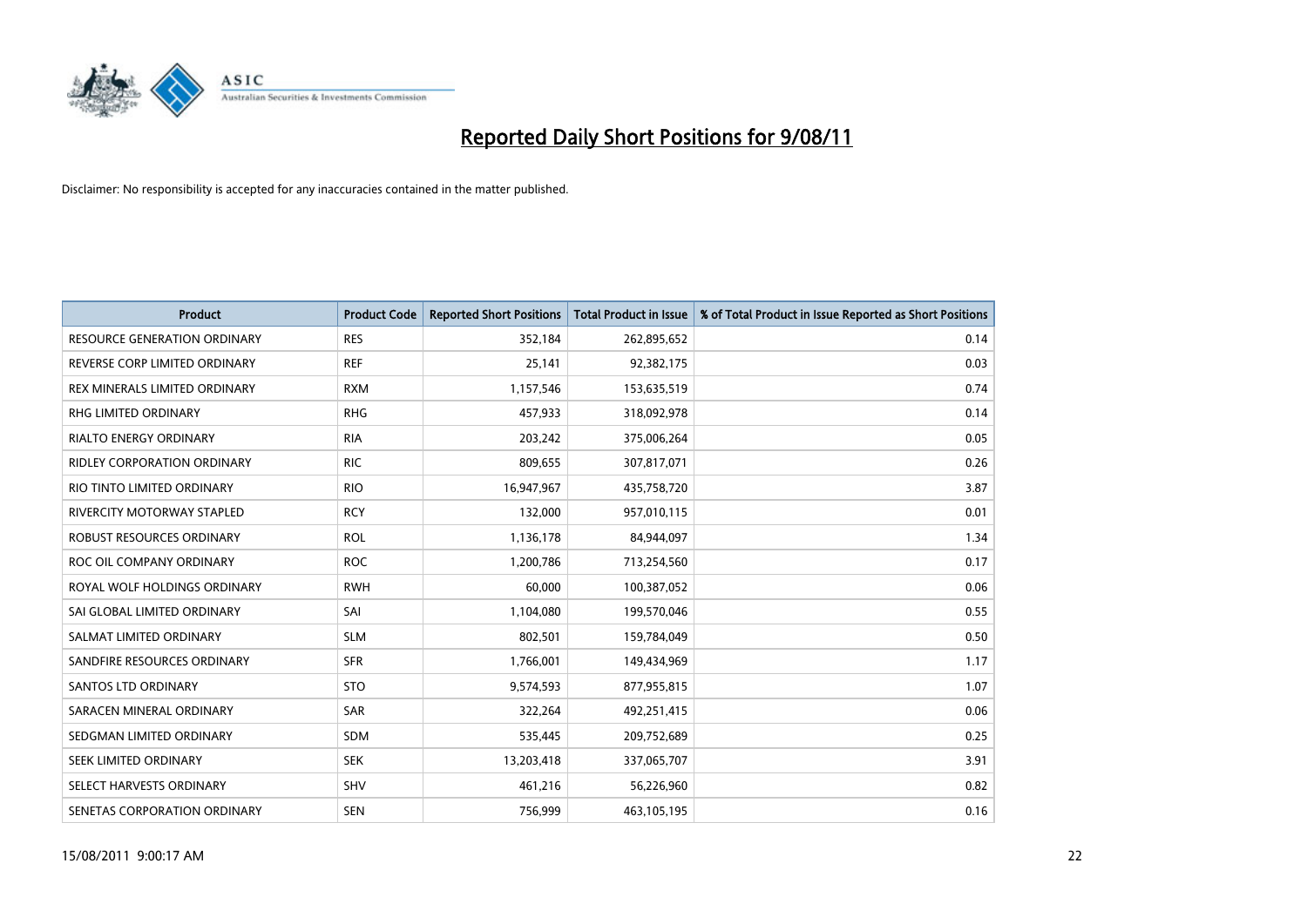# Reported Daily Short Positions for 9/08/11

Disclaimer: No responsibility is accepted for any inaccuracies contained in the matter published.

| Product | Product Code | Reported Short Positions | Total Product in Issue | % of Total Product in Issue Reported as Short Positions |
| --- | --- | --- | --- | --- |
| RESOURCE GENERATION ORDINARY | RES | 352,184 | 262,895,652 | 0.14 |
| REVERSE CORP LIMITED ORDINARY | REF | 25,141 | 92,382,175 | 0.03 |
| REX MINERALS LIMITED ORDINARY | RXM | 1,157,546 | 153,635,519 | 0.74 |
| RHG LIMITED ORDINARY | RHG | 457,933 | 318,092,978 | 0.14 |
| RIALTO ENERGY ORDINARY | RIA | 203,242 | 375,006,264 | 0.05 |
| RIDLEY CORPORATION ORDINARY | RIC | 809,655 | 307,817,071 | 0.26 |
| RIO TINTO LIMITED ORDINARY | RIO | 16,947,967 | 435,758,720 | 3.87 |
| RIVERCITY MOTORWAY STAPLED | RCY | 132,000 | 957,010,115 | 0.01 |
| ROBUST RESOURCES ORDINARY | ROL | 1,136,178 | 84,944,097 | 1.34 |
| ROC OIL COMPANY ORDINARY | ROC | 1,200,786 | 713,254,560 | 0.17 |
| ROYAL WOLF HOLDINGS ORDINARY | RWH | 60,000 | 100,387,052 | 0.06 |
| SAI GLOBAL LIMITED ORDINARY | SAI | 1,104,080 | 199,570,046 | 0.55 |
| SALMAT LIMITED ORDINARY | SLM | 802,501 | 159,784,049 | 0.50 |
| SANDFIRE RESOURCES ORDINARY | SFR | 1,766,001 | 149,434,969 | 1.17 |
| SANTOS LTD ORDINARY | STO | 9,574,593 | 877,955,815 | 1.07 |
| SARACEN MINERAL ORDINARY | SAR | 322,264 | 492,251,415 | 0.06 |
| SEDGMAN LIMITED ORDINARY | SDM | 535,445 | 209,752,689 | 0.25 |
| SEEK LIMITED ORDINARY | SEK | 13,203,418 | 337,065,707 | 3.91 |
| SELECT HARVESTS ORDINARY | SHV | 461,216 | 56,226,960 | 0.82 |
| SENETAS CORPORATION ORDINARY | SEN | 756,999 | 463,105,195 | 0.16 |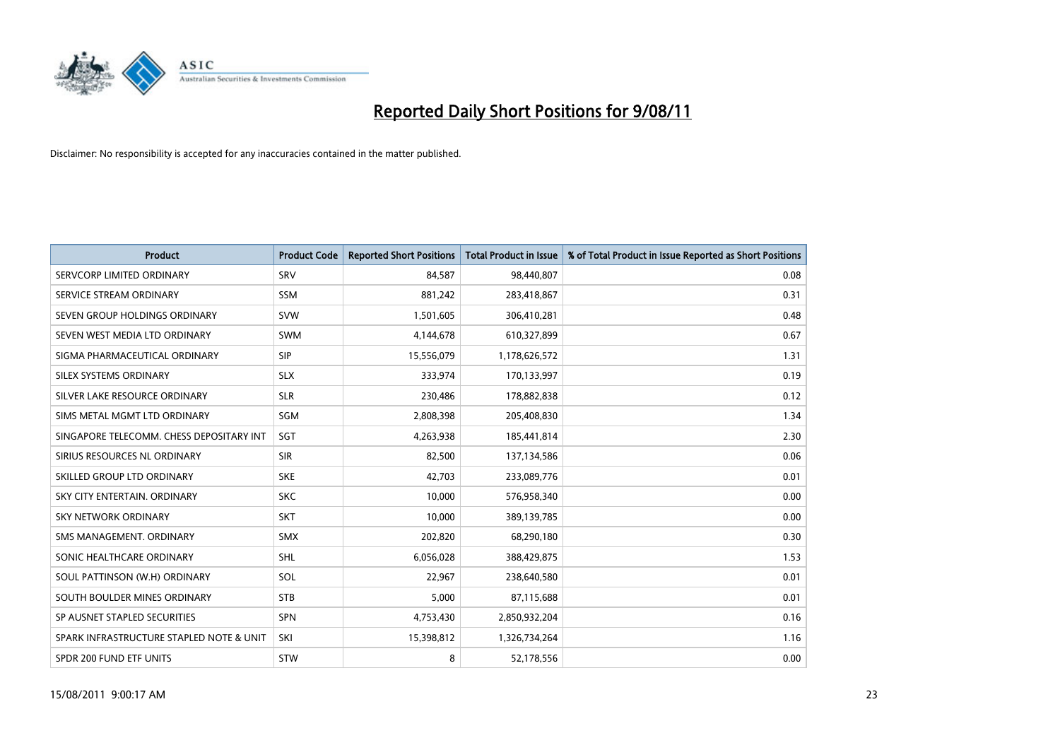# Reported Daily Short Positions for 9/08/11

Disclaimer: No responsibility is accepted for any inaccuracies contained in the matter published.

| Product | Product Code | Reported Short Positions | Total Product in Issue | % of Total Product in Issue Reported as Short Positions |
|---|---|---|---|---|
| SERVCORP LIMITED ORDINARY | SRV | 84,587 | 98,440,807 | 0.08 |
| SERVICE STREAM ORDINARY | SSM | 881,242 | 283,418,867 | 0.31 |
| SEVEN GROUP HOLDINGS ORDINARY | SVW | 1,501,605 | 306,410,281 | 0.48 |
| SEVEN WEST MEDIA LTD ORDINARY | SWM | 4,144,678 | 610,327,899 | 0.67 |
| SIGMA PHARMACEUTICAL ORDINARY | SIP | 15,556,079 | 1,178,626,572 | 1.31 |
| SILEX SYSTEMS ORDINARY | SLX | 333,974 | 170,133,997 | 0.19 |
| SILVER LAKE RESOURCE ORDINARY | SLR | 230,486 | 178,882,838 | 0.12 |
| SIMS METAL MGMT LTD ORDINARY | SGM | 2,808,398 | 205,408,830 | 1.34 |
| SINGAPORE TELECOMM. CHESS DEPOSITARY INT | SGT | 4,263,938 | 185,441,814 | 2.30 |
| SIRIUS RESOURCES NL ORDINARY | SIR | 82,500 | 137,134,586 | 0.06 |
| SKILLED GROUP LTD ORDINARY | SKE | 42,703 | 233,089,776 | 0.01 |
| SKY CITY ENTERTAIN. ORDINARY | SKC | 10,000 | 576,958,340 | 0.00 |
| SKY NETWORK ORDINARY | SKT | 10,000 | 389,139,785 | 0.00 |
| SMS MANAGEMENT. ORDINARY | SMX | 202,820 | 68,290,180 | 0.30 |
| SONIC HEALTHCARE ORDINARY | SHL | 6,056,028 | 388,429,875 | 1.53 |
| SOUL PATTINSON (W.H) ORDINARY | SOL | 22,967 | 238,640,580 | 0.01 |
| SOUTH BOULDER MINES ORDINARY | STB | 5,000 | 87,115,688 | 0.01 |
| SP AUSNET STAPLED SECURITIES | SPN | 4,753,430 | 2,850,932,204 | 0.16 |
| SPARK INFRASTRUCTURE STAPLED NOTE & UNIT | SKI | 15,398,812 | 1,326,734,264 | 1.16 |
| SPDR 200 FUND ETF UNITS | STW | 8 | 52,178,556 | 0.00 |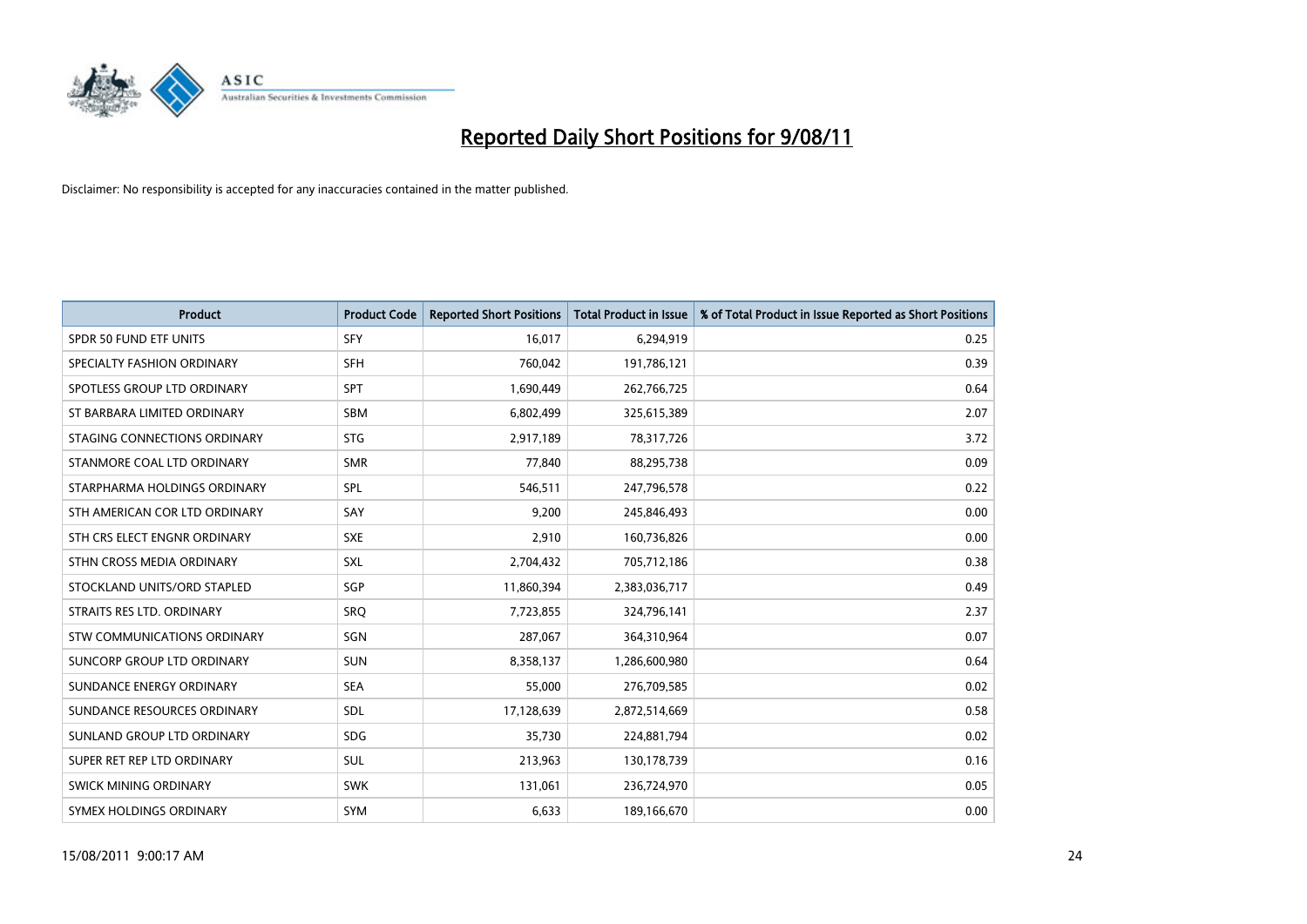# Reported Daily Short Positions for 9/08/11

Disclaimer: No responsibility is accepted for any inaccuracies contained in the matter published.

| Product | Product Code | Reported Short Positions | Total Product in Issue | % of Total Product in Issue Reported as Short Positions |
|---|---|---|---|---|
| SPDR 50 FUND ETF UNITS | SFY | 16,017 | 6,294,919 | 0.25 |
| SPECIALTY FASHION ORDINARY | SFH | 760,042 | 191,786,121 | 0.39 |
| SPOTLESS GROUP LTD ORDINARY | SPT | 1,690,449 | 262,766,725 | 0.64 |
| ST BARBARA LIMITED ORDINARY | SBM | 6,802,499 | 325,615,389 | 2.07 |
| STAGING CONNECTIONS ORDINARY | STG | 2,917,189 | 78,317,726 | 3.72 |
| STANMORE COAL LTD ORDINARY | SMR | 77,840 | 88,295,738 | 0.09 |
| STARPHARMA HOLDINGS ORDINARY | SPL | 546,511 | 247,796,578 | 0.22 |
| STH AMERICAN COR LTD ORDINARY | SAY | 9,200 | 245,846,493 | 0.00 |
| STH CRS ELECT ENGNR ORDINARY | SXE | 2,910 | 160,736,826 | 0.00 |
| STHN CROSS MEDIA ORDINARY | SXL | 2,704,432 | 705,712,186 | 0.38 |
| STOCKLAND UNITS/ORD STAPLED | SGP | 11,860,394 | 2,383,036,717 | 0.49 |
| STRAITS RES LTD. ORDINARY | SRQ | 7,723,855 | 324,796,141 | 2.37 |
| STW COMMUNICATIONS ORDINARY | SGN | 287,067 | 364,310,964 | 0.07 |
| SUNCORP GROUP LTD ORDINARY | SUN | 8,358,137 | 1,286,600,980 | 0.64 |
| SUNDANCE ENERGY ORDINARY | SEA | 55,000 | 276,709,585 | 0.02 |
| SUNDANCE RESOURCES ORDINARY | SDL | 17,128,639 | 2,872,514,669 | 0.58 |
| SUNLAND GROUP LTD ORDINARY | SDG | 35,730 | 224,881,794 | 0.02 |
| SUPER RET REP LTD ORDINARY | SUL | 213,963 | 130,178,739 | 0.16 |
| SWICK MINING ORDINARY | SWK | 131,061 | 236,724,970 | 0.05 |
| SYMEX HOLDINGS ORDINARY | SYM | 6,633 | 189,166,670 | 0.00 |

15/08/2011 9:00:17 AM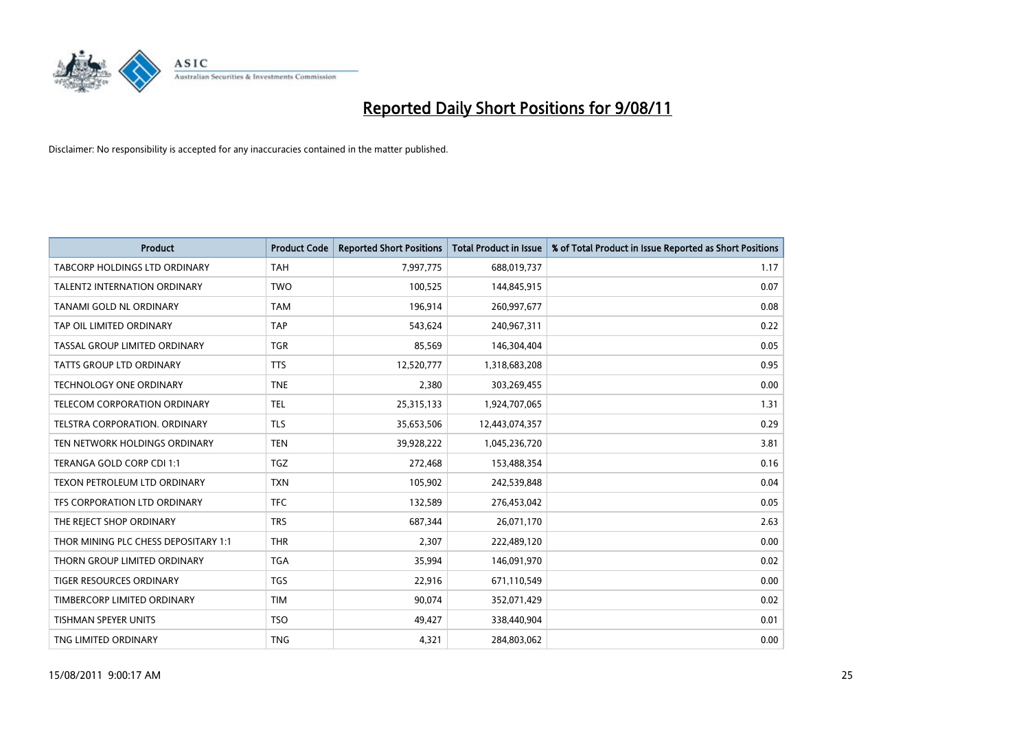# Reported Daily Short Positions for 9/08/11

Disclaimer: No responsibility is accepted for any inaccuracies contained in the matter published.

| Product | Product Code | Reported Short Positions | Total Product in Issue | % of Total Product in Issue Reported as Short Positions |
|---|---|---|---|---|
| TABCORP HOLDINGS LTD ORDINARY | TAH | 7,997,775 | 688,019,737 | 1.17 |
| TALENT2 INTERNATION ORDINARY | TWO | 100,525 | 144,845,915 | 0.07 |
| TANAMI GOLD NL ORDINARY | TAM | 196,914 | 260,997,677 | 0.08 |
| TAP OIL LIMITED ORDINARY | TAP | 543,624 | 240,967,311 | 0.22 |
| TASSAL GROUP LIMITED ORDINARY | TGR | 85,569 | 146,304,404 | 0.05 |
| TATTS GROUP LTD ORDINARY | TTS | 12,520,777 | 1,318,683,208 | 0.95 |
| TECHNOLOGY ONE ORDINARY | TNE | 2,380 | 303,269,455 | 0.00 |
| TELECOM CORPORATION ORDINARY | TEL | 25,315,133 | 1,924,707,065 | 1.31 |
| TELSTRA CORPORATION. ORDINARY | TLS | 35,653,506 | 12,443,074,357 | 0.29 |
| TEN NETWORK HOLDINGS ORDINARY | TEN | 39,928,222 | 1,045,236,720 | 3.81 |
| TERANGA GOLD CORP CDI 1:1 | TGZ | 272,468 | 153,488,354 | 0.16 |
| TEXON PETROLEUM LTD ORDINARY | TXN | 105,902 | 242,539,848 | 0.04 |
| TFS CORPORATION LTD ORDINARY | TFC | 132,589 | 276,453,042 | 0.05 |
| THE REJECT SHOP ORDINARY | TRS | 687,344 | 26,071,170 | 2.63 |
| THOR MINING PLC CHESS DEPOSITARY 1:1 | THR | 2,307 | 222,489,120 | 0.00 |
| THORN GROUP LIMITED ORDINARY | TGA | 35,994 | 146,091,970 | 0.02 |
| TIGER RESOURCES ORDINARY | TGS | 22,916 | 671,110,549 | 0.00 |
| TIMBERCORP LIMITED ORDINARY | TIM | 90,074 | 352,071,429 | 0.02 |
| TISHMAN SPEYER UNITS | TSO | 49,427 | 338,440,904 | 0.01 |
| TNG LIMITED ORDINARY | TNG | 4,321 | 284,803,062 | 0.00 |

15/08/2011 9:00:17 AM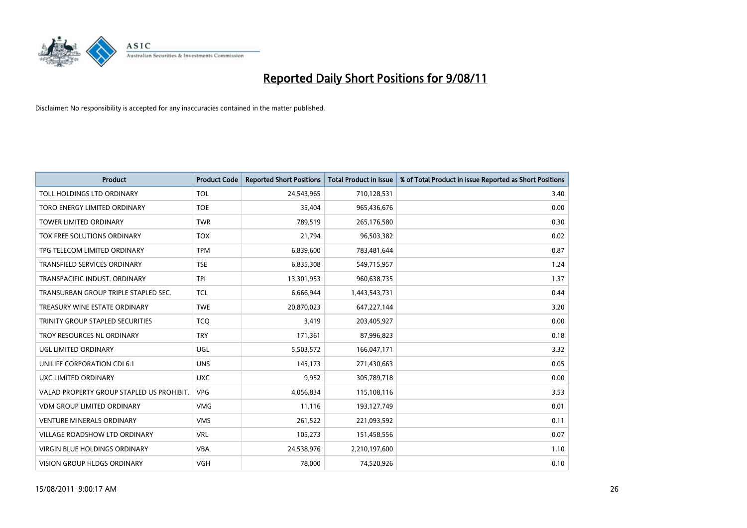# Reported Daily Short Positions for 9/08/11

Disclaimer: No responsibility is accepted for any inaccuracies contained in the matter published.

| Product | Product Code | Reported Short Positions | Total Product in Issue | % of Total Product in Issue Reported as Short Positions |
| --- | --- | --- | --- | --- |
| TOLL HOLDINGS LTD ORDINARY | TOL | 24,543,965 | 710,128,531 | 3.40 |
| TORO ENERGY LIMITED ORDINARY | TOE | 35,404 | 965,436,676 | 0.00 |
| TOWER LIMITED ORDINARY | TWR | 789,519 | 265,176,580 | 0.30 |
| TOX FREE SOLUTIONS ORDINARY | TOX | 21,794 | 96,503,382 | 0.02 |
| TPG TELECOM LIMITED ORDINARY | TPM | 6,839,600 | 783,481,644 | 0.87 |
| TRANSFIELD SERVICES ORDINARY | TSE | 6,835,308 | 549,715,957 | 1.24 |
| TRANSPACIFIC INDUST. ORDINARY | TPI | 13,301,953 | 960,638,735 | 1.37 |
| TRANSURBAN GROUP TRIPLE STAPLED SEC. | TCL | 6,666,944 | 1,443,543,731 | 0.44 |
| TREASURY WINE ESTATE ORDINARY | TWE | 20,870,023 | 647,227,144 | 3.20 |
| TRINITY GROUP STAPLED SECURITIES | TCQ | 3,419 | 203,405,927 | 0.00 |
| TROY RESOURCES NL ORDINARY | TRY | 171,361 | 87,996,823 | 0.18 |
| UGL LIMITED ORDINARY | UGL | 5,503,572 | 166,047,171 | 3.32 |
| UNILIFE CORPORATION CDI 6:1 | UNS | 145,173 | 271,430,663 | 0.05 |
| UXC LIMITED ORDINARY | UXC | 9,952 | 305,789,718 | 0.00 |
| VALAD PROPERTY GROUP STAPLED US PROHIBIT. | VPG | 4,056,834 | 115,108,116 | 3.53 |
| VDM GROUP LIMITED ORDINARY | VMG | 11,116 | 193,127,749 | 0.01 |
| VENTURE MINERALS ORDINARY | VMS | 261,522 | 221,093,592 | 0.11 |
| VILLAGE ROADSHOW LTD ORDINARY | VRL | 105,273 | 151,458,556 | 0.07 |
| VIRGIN BLUE HOLDINGS ORDINARY | VBA | 24,538,976 | 2,210,197,600 | 1.10 |
| VISION GROUP HLDGS ORDINARY | VGH | 78,000 | 74,520,926 | 0.10 |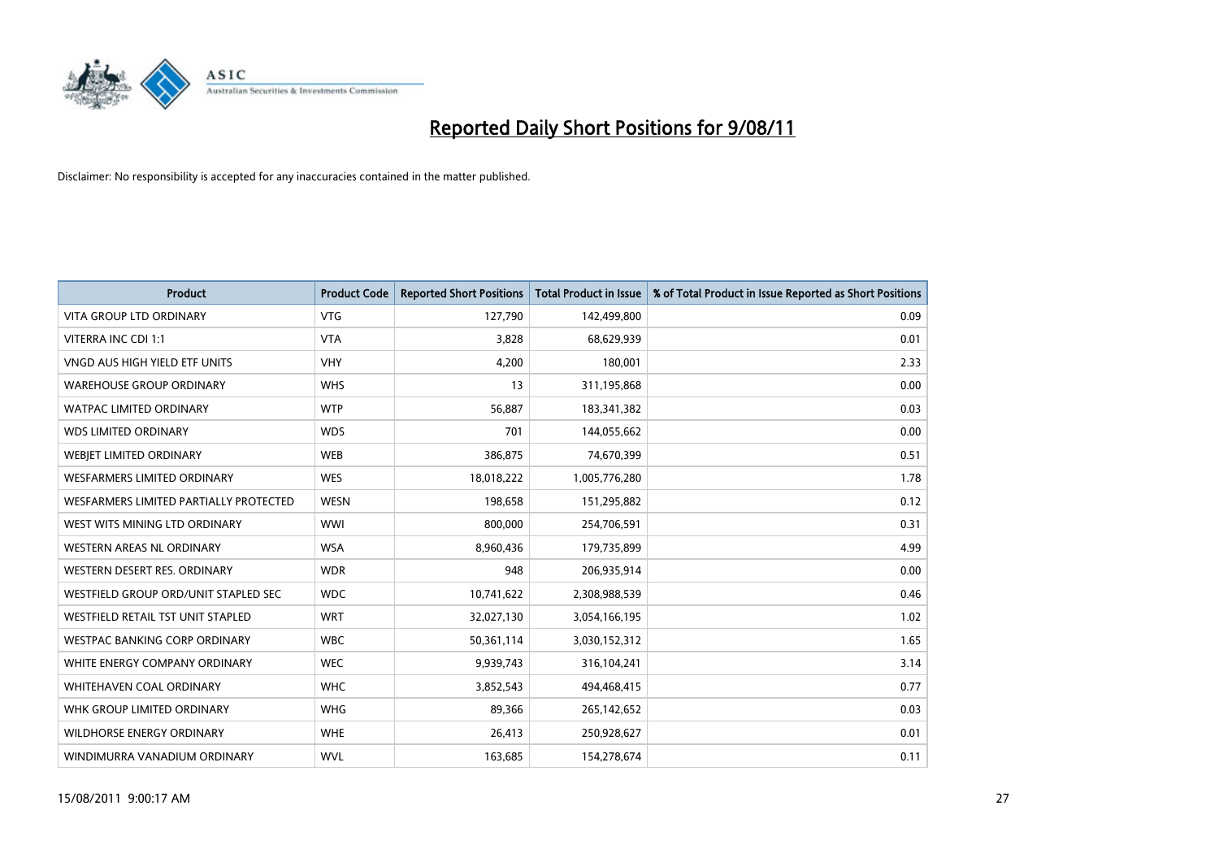# Reported Daily Short Positions for 9/08/11

Disclaimer: No responsibility is accepted for any inaccuracies contained in the matter published.

| Product | Product Code | Reported Short Positions | Total Product in Issue | % of Total Product in Issue Reported as Short Positions |
|---|---|---|---|---|
| VITA GROUP LTD ORDINARY | VTG | 127,790 | 142,499,800 | 0.09 |
| VITERRA INC CDI 1:1 | VTA | 3,828 | 68,629,939 | 0.01 |
| VNGD AUS HIGH YIELD ETF UNITS | VHY | 4,200 | 180,001 | 2.33 |
| WAREHOUSE GROUP ORDINARY | WHS | 13 | 311,195,868 | 0.00 |
| WATPAC LIMITED ORDINARY | WTP | 56,887 | 183,341,382 | 0.03 |
| WDS LIMITED ORDINARY | WDS | 701 | 144,055,662 | 0.00 |
| WEBJET LIMITED ORDINARY | WEB | 386,875 | 74,670,399 | 0.51 |
| WESFARMERS LIMITED ORDINARY | WES | 18,018,222 | 1,005,776,280 | 1.78 |
| WESFARMERS LIMITED PARTIALLY PROTECTED | WESN | 198,658 | 151,295,882 | 0.12 |
| WEST WITS MINING LTD ORDINARY | WWI | 800,000 | 254,706,591 | 0.31 |
| WESTERN AREAS NL ORDINARY | WSA | 8,960,436 | 179,735,899 | 4.99 |
| WESTERN DESERT RES. ORDINARY | WDR | 948 | 206,935,914 | 0.00 |
| WESTFIELD GROUP ORD/UNIT STAPLED SEC | WDC | 10,741,622 | 2,308,988,539 | 0.46 |
| WESTFIELD RETAIL TST UNIT STAPLED | WRT | 32,027,130 | 3,054,166,195 | 1.02 |
| WESTPAC BANKING CORP ORDINARY | WBC | 50,361,114 | 3,030,152,312 | 1.65 |
| WHITE ENERGY COMPANY ORDINARY | WEC | 9,939,743 | 316,104,241 | 3.14 |
| WHITEHAVEN COAL ORDINARY | WHC | 3,852,543 | 494,468,415 | 0.77 |
| WHK GROUP LIMITED ORDINARY | WHG | 89,366 | 265,142,652 | 0.03 |
| WILDHORSE ENERGY ORDINARY | WHE | 26,413 | 250,928,627 | 0.01 |
| WINDIMURRA VANADIUM ORDINARY | WVL | 163,685 | 154,278,674 | 0.11 |

15/08/2011 9:00:17 AM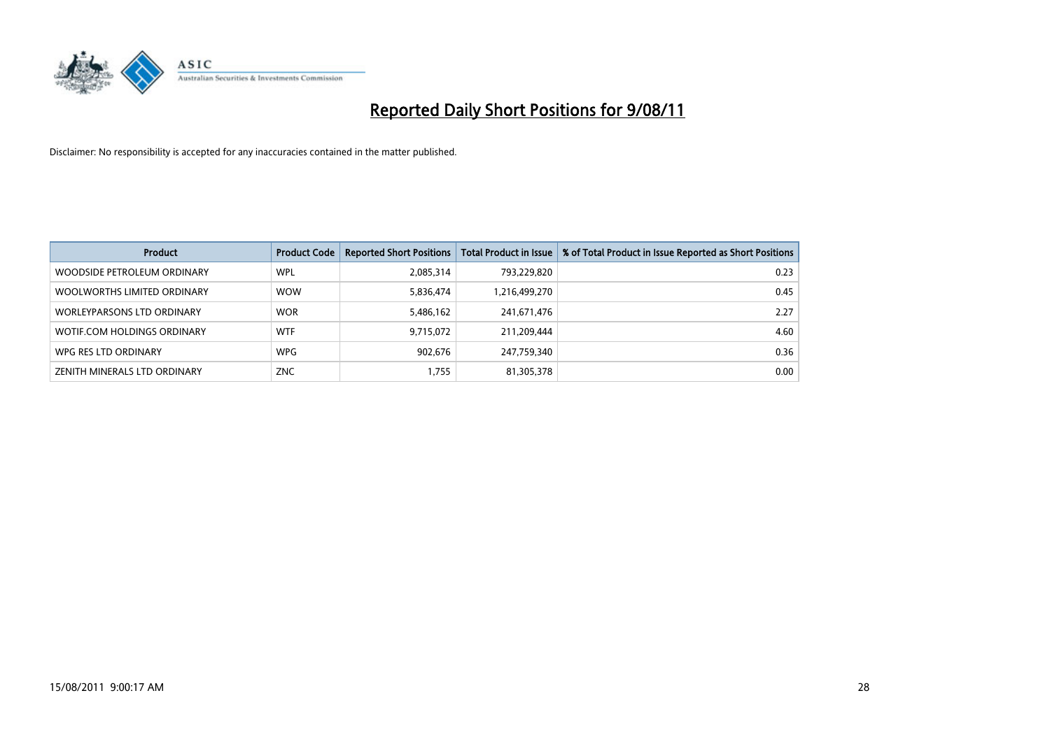# Reported Daily Short Positions for 9/08/11

Disclaimer: No responsibility is accepted for any inaccuracies contained in the matter published.

| Product | Product Code | Reported Short Positions | Total Product in Issue | % of Total Product in Issue Reported as Short Positions |
|---|---|---|---|---|
| WOODSIDE PETROLEUM ORDINARY | WPL | 2,085,314 | 793,229,820 | 0.23 |
| WOOLWORTHS LIMITED ORDINARY | WOW | 5,836,474 | 1,216,499,270 | 0.45 |
| WORLEYPARSONS LTD ORDINARY | WOR | 5,486,162 | 241,671,476 | 2.27 |
| WOTIF.COM HOLDINGS ORDINARY | WTF | 9,715,072 | 211,209,444 | 4.60 |
| WPG RES LTD ORDINARY | WPG | 902,676 | 247,759,340 | 0.36 |
| ZENITH MINERALS LTD ORDINARY | ZNC | 1,755 | 81,305,378 | 0.00 |

15/08/2011 9:00:17 AM